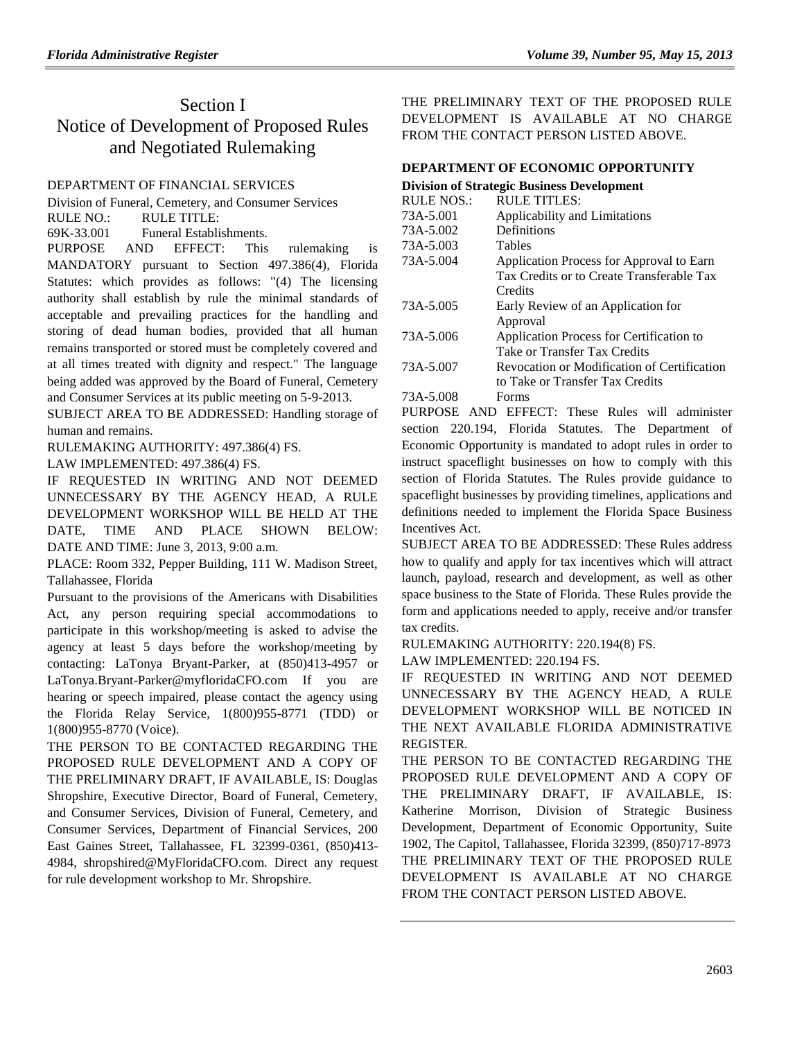# Section I
# Notice of Development of Proposed Rules and Negotiated Rulemaking

DEPARTMENT OF FINANCIAL SERVICES

Division of Funeral, Cemetery, and Consumer Services

RULE NO.: RULE TITLE:

69K-33.001 Funeral Establishments.

PURPOSE AND EFFECT: This rulemaking is MANDATORY pursuant to Section 497.386(4), Florida Statutes: which provides as follows: "(4) The licensing authority shall establish by rule the minimal standards of acceptable and prevailing practices for the handling and storing of dead human bodies, provided that all human remains transported or stored must be completely covered and at all times treated with dignity and respect." The language being added was approved by the Board of Funeral, Cemetery and Consumer Services at its public meeting on 5-9-2013.

SUBJECT AREA TO BE ADDRESSED: Handling storage of human and remains.

RULEMAKING AUTHORITY: 497.386(4) FS.

LAW IMPLEMENTED: 497.386(4) FS.

IF REQUESTED IN WRITING AND NOT DEEMED UNNECESSARY BY THE AGENCY HEAD, A RULE DEVELOPMENT WORKSHOP WILL BE HELD AT THE DATE, TIME AND PLACE SHOWN BELOW:

DATE AND TIME: June 3, 2013, 9:00 a.m.

PLACE: Room 332, Pepper Building, 111 W. Madison Street, Tallahassee, Florida

Pursuant to the provisions of the Americans with Disabilities Act, any person requiring special accommodations to participate in this workshop/meeting is asked to advise the agency at least 5 days before the workshop/meeting by contacting: LaTonya Bryant-Parker, at (850)413-4957 or LaTonya.Bryant-Parker@myfloridaCFO.com If you are hearing or speech impaired, please contact the agency using the Florida Relay Service, 1(800)955-8771 (TDD) or 1(800)955-8770 (Voice).

THE PERSON TO BE CONTACTED REGARDING THE PROPOSED RULE DEVELOPMENT AND A COPY OF THE PRELIMINARY DRAFT, IF AVAILABLE, IS: Douglas Shropshire, Executive Director, Board of Funeral, Cemetery, and Consumer Services, Division of Funeral, Cemetery, and Consumer Services, Department of Financial Services, 200 East Gaines Street, Tallahassee, FL 32399-0361, (850)413-4984, shropshired@MyFloridaCFO.com. Direct any request for rule development workshop to Mr. Shropshire.

THE PRELIMINARY TEXT OF THE PROPOSED RULE DEVELOPMENT IS AVAILABLE AT NO CHARGE FROM THE CONTACT PERSON LISTED ABOVE.

**DEPARTMENT OF ECONOMIC OPPORTUNITY**

**Division of Strategic Business Development**

| RULE NOS.: | RULE TITLES: |
|---|---|
| 73A-5.001 | Applicability and Limitations |
| 73A-5.002 | Definitions |
| 73A-5.003 | Tables |
| 73A-5.004 | Application Process for Approval to Earn Tax Credits or to Create Transferable Tax Credits |
| 73A-5.005 | Early Review of an Application for Approval |
| 73A-5.006 | Application Process for Certification to Take or Transfer Tax Credits |
| 73A-5.007 | Revocation or Modification of Certification to Take or Transfer Tax Credits |
| 73A-5.008 | Forms |

PURPOSE AND EFFECT: These Rules will administer section 220.194, Florida Statutes. The Department of Economic Opportunity is mandated to adopt rules in order to instruct spaceflight businesses on how to comply with this section of Florida Statutes. The Rules provide guidance to spaceflight businesses by providing timelines, applications and definitions needed to implement the Florida Space Business Incentives Act.

SUBJECT AREA TO BE ADDRESSED: These Rules address how to qualify and apply for tax incentives which will attract launch, payload, research and development, as well as other space business to the State of Florida. These Rules provide the form and applications needed to apply, receive and/or transfer tax credits.

RULEMAKING AUTHORITY: 220.194(8) FS.

LAW IMPLEMENTED: 220.194 FS.

IF REQUESTED IN WRITING AND NOT DEEMED UNNECESSARY BY THE AGENCY HEAD, A RULE DEVELOPMENT WORKSHOP WILL BE NOTICED IN THE NEXT AVAILABLE FLORIDA ADMINISTRATIVE REGISTER.

THE PERSON TO BE CONTACTED REGARDING THE PROPOSED RULE DEVELOPMENT AND A COPY OF THE PRELIMINARY DRAFT, IF AVAILABLE, IS: Katherine Morrison, Division of Strategic Business Development, Department of Economic Opportunity, Suite 1902, The Capitol, Tallahassee, Florida 32399, (850)717-8973

THE PRELIMINARY TEXT OF THE PROPOSED RULE DEVELOPMENT IS AVAILABLE AT NO CHARGE FROM THE CONTACT PERSON LISTED ABOVE.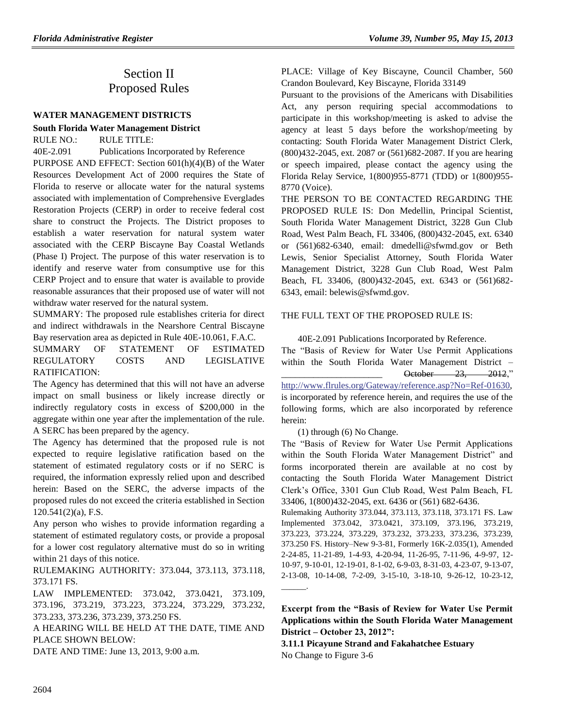# Section II
# Proposed Rules

## WATER MANAGEMENT DISTRICTS

### South Florida Water Management District

RULE NO.: RULE TITLE:

40E-2.091 Publications Incorporated by Reference

PURPOSE AND EFFECT: Section 601(h)(4)(B) of the Water Resources Development Act of 2000 requires the State of Florida to reserve or allocate water for the natural systems associated with implementation of Comprehensive Everglades Restoration Projects (CERP) in order to receive federal cost share to construct the Projects. The District proposes to establish a water reservation for natural system water associated with the CERP Biscayne Bay Coastal Wetlands (Phase I) Project. The purpose of this water reservation is to identify and reserve water from consumptive use for this CERP Project and to ensure that water is available to provide reasonable assurances that their proposed use of water will not withdraw water reserved for the natural system.

SUMMARY: The proposed rule establishes criteria for direct and indirect withdrawals in the Nearshore Central Biscayne Bay reservation area as depicted in Rule 40E-10.061, F.A.C.

SUMMARY OF STATEMENT OF ESTIMATED REGULATORY COSTS AND LEGISLATIVE RATIFICATION:

The Agency has determined that this will not have an adverse impact on small business or likely increase directly or indirectly regulatory costs in excess of $200,000 in the aggregate within one year after the implementation of the rule. A SERC has been prepared by the agency.

The Agency has determined that the proposed rule is not expected to require legislative ratification based on the statement of estimated regulatory costs or if no SERC is required, the information expressly relied upon and described herein: Based on the SERC, the adverse impacts of the proposed rules do not exceed the criteria established in Section 120.541(2)(a), F.S.

Any person who wishes to provide information regarding a statement of estimated regulatory costs, or provide a proposal for a lower cost regulatory alternative must do so in writing within 21 days of this notice.

RULEMAKING AUTHORITY: 373.044, 373.113, 373.118, 373.171 FS.

LAW IMPLEMENTED: 373.042, 373.0421, 373.109, 373.196, 373.219, 373.223, 373.224, 373.229, 373.232, 373.233, 373.236, 373.239, 373.250 FS.

A HEARING WILL BE HELD AT THE DATE, TIME AND PLACE SHOWN BELOW:

DATE AND TIME: June 13, 2013, 9:00 a.m.

PLACE: Village of Key Biscayne, Council Chamber, 560 Crandon Boulevard, Key Biscayne, Florida 33149

Pursuant to the provisions of the Americans with Disabilities Act, any person requiring special accommodations to participate in this workshop/meeting is asked to advise the agency at least 5 days before the workshop/meeting by contacting: South Florida Water Management District Clerk, (800)432-2045, ext. 2087 or (561)682-2087. If you are hearing or speech impaired, please contact the agency using the Florida Relay Service, 1(800)955-8771 (TDD) or 1(800)955-8770 (Voice).

THE PERSON TO BE CONTACTED REGARDING THE PROPOSED RULE IS: Don Medellin, Principal Scientist, South Florida Water Management District, 3228 Gun Club Road, West Palm Beach, FL 33406, (800)432-2045, ext. 6340 or (561)682-6340, email: dmedelli@sfwmd.gov or Beth Lewis, Senior Specialist Attorney, South Florida Water Management District, 3228 Gun Club Road, West Palm Beach, FL 33406, (800)432-2045, ext. 6343 or (561)682-6343, email: belewis@sfwmd.gov.

THE FULL TEXT OF THE PROPOSED RULE IS:

40E-2.091 Publications Incorporated by Reference.

The "Basis of Review for Water Use Permit Applications within the South Florida Water Management District – ______________________ ~~October 23, 2012~~," http://www.flrules.org/Gateway/reference.asp?No=Ref-01630, is incorporated by reference herein, and requires the use of the following forms, which are also incorporated by reference herein:

(1) through (6) No Change.

The "Basis of Review for Water Use Permit Applications within the South Florida Water Management District" and forms incorporated therein are available at no cost by contacting the South Florida Water Management District Clerk's Office, 3301 Gun Club Road, West Palm Beach, FL 33406, 1(800)432-2045, ext. 6436 or (561) 682-6436.

Rulemaking Authority 373.044, 373.113, 373.118, 373.171 FS. Law Implemented 373.042, 373.0421, 373.109, 373.196, 373.219, 373.223, 373.224, 373.229, 373.232, 373.233, 373.236, 373.239, 373.250 FS. History–New 9-3-81, Formerly 16K-2.035(1), Amended 2-24-85, 11-21-89, 1-4-93, 4-20-94, 11-26-95, 7-11-96, 4-9-97, 12-10-97, 9-10-01, 12-19-01, 8-1-02, 6-9-03, 8-31-03, 4-23-07, 9-13-07, 2-13-08, 10-14-08, 7-2-09, 3-15-10, 3-18-10, 9-26-12, 10-23-12, ______.

**Excerpt from the "Basis of Review for Water Use Permit Applications within the South Florida Water Management District – October 23, 2012":**

**3.11.1 Picayune Strand and Fakahatchee Estuary**

No Change to Figure 3-6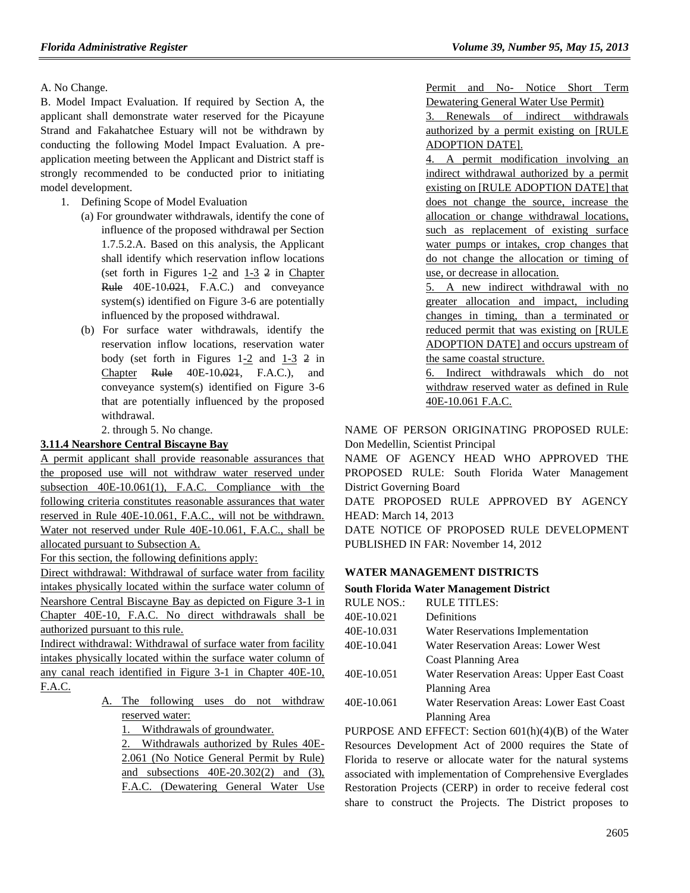A. No Change.

B. Model Impact Evaluation. If required by Section A, the applicant shall demonstrate water reserved for the Picayune Strand and Fakahatchee Estuary will not be withdrawn by conducting the following Model Impact Evaluation. A pre-application meeting between the Applicant and District staff is strongly recommended to be conducted prior to initiating model development.

1. Defining Scope of Model Evaluation
   - (a) For groundwater withdrawals, identify the cone of influence of the proposed withdrawal per Section 1.7.5.2.A. Based on this analysis, the Applicant shall identify which reservation inflow locations (set forth in Figures 1-2 and 1-3 ~~2~~ in Chapter ~~Rule~~ 40E-10.~~021~~, F.A.C.) and conveyance system(s) identified on Figure 3-6 are potentially influenced by the proposed withdrawal.
   - (b) For surface water withdrawals, identify the reservation inflow locations, reservation water body (set forth in Figures 1-2 and 1-3 ~~2~~ in Chapter ~~Rule~~ 40E-10.~~021~~, F.A.C.), and conveyance system(s) identified on Figure 3-6 that are potentially influenced by the proposed withdrawal.

2. through 5. No change.

**3.11.4 Nearshore Central Biscayne Bay**

A permit applicant shall provide reasonable assurances that the proposed use will not withdraw water reserved under subsection 40E-10.061(1), F.A.C. Compliance with the following criteria constitutes reasonable assurances that water reserved in Rule 40E-10.061, F.A.C., will not be withdrawn. Water not reserved under Rule 40E-10.061, F.A.C., shall be allocated pursuant to Subsection A.

For this section, the following definitions apply:

Direct withdrawal: Withdrawal of surface water from facility intakes physically located within the surface water column of Nearshore Central Biscayne Bay as depicted on Figure 3-1 in Chapter 40E-10, F.A.C. No direct withdrawals shall be authorized pursuant to this rule.

Indirect withdrawal: Withdrawal of surface water from facility intakes physically located within the surface water column of any canal reach identified in Figure 3-1 in Chapter 40E-10, F.A.C.

A. The following uses do not withdraw reserved water:

1. Withdrawals of groundwater.
2. Withdrawals authorized by Rules 40E-2.061 (No Notice General Permit by Rule) and subsections 40E-20.302(2) and (3), F.A.C. (Dewatering General Water Use Permit and No- Notice Short Term Dewatering General Water Use Permit)
3. Renewals of indirect withdrawals authorized by a permit existing on [RULE ADOPTION DATE].
4. A permit modification involving an indirect withdrawal authorized by a permit existing on [RULE ADOPTION DATE] that does not change the source, increase the allocation or change withdrawal locations, such as replacement of existing surface water pumps or intakes, crop changes that do not change the allocation or timing of use, or decrease in allocation.
5. A new indirect withdrawal with no greater allocation and impact, including changes in timing, than a terminated or reduced permit that was existing on [RULE ADOPTION DATE] and occurs upstream of the same coastal structure.
6. Indirect withdrawals which do not withdraw reserved water as defined in Rule 40E-10.061 F.A.C.

NAME OF PERSON ORIGINATING PROPOSED RULE: Don Medellin, Scientist Principal

NAME OF AGENCY HEAD WHO APPROVED THE PROPOSED RULE: South Florida Water Management District Governing Board

DATE PROPOSED RULE APPROVED BY AGENCY HEAD: March 14, 2013

DATE NOTICE OF PROPOSED RULE DEVELOPMENT PUBLISHED IN FAR: November 14, 2012

## WATER MANAGEMENT DISTRICTS

### South Florida Water Management District

| RULE NOS.: | RULE TITLES: |
|---|---|
| 40E-10.021 | Definitions |
| 40E-10.031 | Water Reservations Implementation |
| 40E-10.041 | Water Reservation Areas: Lower West Coast Planning Area |
| 40E-10.051 | Water Reservation Areas: Upper East Coast Planning Area |
| 40E-10.061 | Water Reservation Areas: Lower East Coast Planning Area |

PURPOSE AND EFFECT: Section 601(h)(4)(B) of the Water Resources Development Act of 2000 requires the State of Florida to reserve or allocate water for the natural systems associated with implementation of Comprehensive Everglades Restoration Projects (CERP) in order to receive federal cost share to construct the Projects. The District proposes to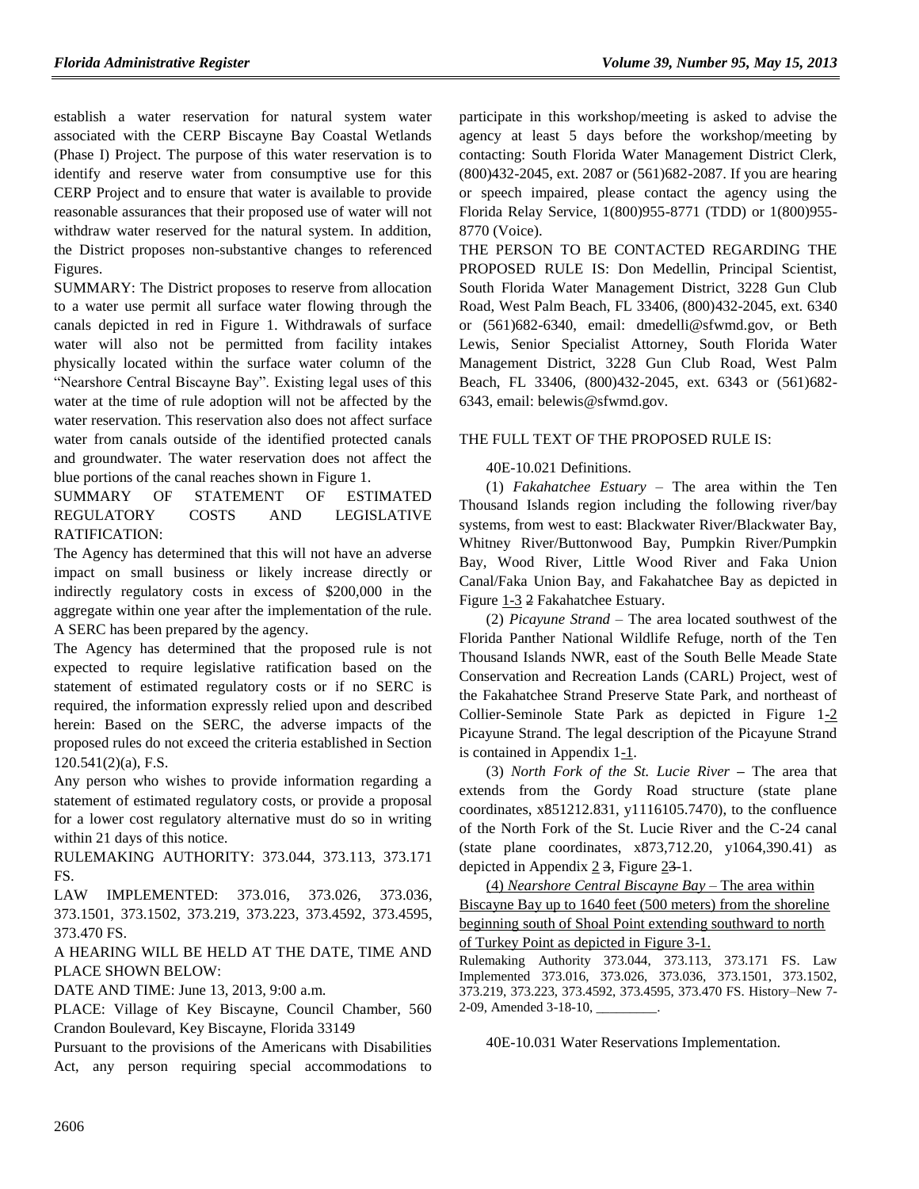establish a water reservation for natural system water associated with the CERP Biscayne Bay Coastal Wetlands (Phase I) Project. The purpose of this water reservation is to identify and reserve water from consumptive use for this CERP Project and to ensure that water is available to provide reasonable assurances that their proposed use of water will not withdraw water reserved for the natural system. In addition, the District proposes non-substantive changes to referenced Figures.

SUMMARY: The District proposes to reserve from allocation to a water use permit all surface water flowing through the canals depicted in red in Figure 1. Withdrawals of surface water will also not be permitted from facility intakes physically located within the surface water column of the "Nearshore Central Biscayne Bay". Existing legal uses of this water at the time of rule adoption will not be affected by the water reservation. This reservation also does not affect surface water from canals outside of the identified protected canals and groundwater. The water reservation does not affect the blue portions of the canal reaches shown in Figure 1.

SUMMARY OF STATEMENT OF ESTIMATED REGULATORY COSTS AND LEGISLATIVE RATIFICATION:

The Agency has determined that this will not have an adverse impact on small business or likely increase directly or indirectly regulatory costs in excess of $200,000 in the aggregate within one year after the implementation of the rule. A SERC has been prepared by the agency.

The Agency has determined that the proposed rule is not expected to require legislative ratification based on the statement of estimated regulatory costs or if no SERC is required, the information expressly relied upon and described herein: Based on the SERC, the adverse impacts of the proposed rules do not exceed the criteria established in Section 120.541(2)(a), F.S.

Any person who wishes to provide information regarding a statement of estimated regulatory costs, or provide a proposal for a lower cost regulatory alternative must do so in writing within 21 days of this notice.

RULEMAKING AUTHORITY: 373.044, 373.113, 373.171 FS.

LAW IMPLEMENTED: 373.016, 373.026, 373.036, 373.1501, 373.1502, 373.219, 373.223, 373.4592, 373.4595, 373.470 FS.

A HEARING WILL BE HELD AT THE DATE, TIME AND PLACE SHOWN BELOW:

DATE AND TIME: June 13, 2013, 9:00 a.m.

PLACE: Village of Key Biscayne, Council Chamber, 560 Crandon Boulevard, Key Biscayne, Florida 33149

Pursuant to the provisions of the Americans with Disabilities Act, any person requiring special accommodations to participate in this workshop/meeting is asked to advise the agency at least 5 days before the workshop/meeting by contacting: South Florida Water Management District Clerk, (800)432-2045, ext. 2087 or (561)682-2087. If you are hearing or speech impaired, please contact the agency using the Florida Relay Service, 1(800)955-8771 (TDD) or 1(800)955-8770 (Voice).

THE PERSON TO BE CONTACTED REGARDING THE PROPOSED RULE IS: Don Medellin, Principal Scientist, South Florida Water Management District, 3228 Gun Club Road, West Palm Beach, FL 33406, (800)432-2045, ext. 6340 or (561)682-6340, email: dmedelli@sfwmd.gov, or Beth Lewis, Senior Specialist Attorney, South Florida Water Management District, 3228 Gun Club Road, West Palm Beach, FL 33406, (800)432-2045, ext. 6343 or (561)682-6343, email: belewis@sfwmd.gov.

THE FULL TEXT OF THE PROPOSED RULE IS:

40E-10.021 Definitions.

(1) *Fakahatchee Estuary* – The area within the Ten Thousand Islands region including the following river/bay systems, from west to east: Blackwater River/Blackwater Bay, Whitney River/Buttonwood Bay, Pumpkin River/Pumpkin Bay, Wood River, Little Wood River and Faka Union Canal/Faka Union Bay, and Fakahatchee Bay as depicted in Figure 1-3 ~~2~~ Fakahatchee Estuary.

(2) *Picayune Strand* – The area located southwest of the Florida Panther National Wildlife Refuge, north of the Ten Thousand Islands NWR, east of the South Belle Meade State Conservation and Recreation Lands (CARL) Project, west of the Fakahatchee Strand Preserve State Park, and northeast of Collier-Seminole State Park as depicted in Figure 1-2 Picayune Strand. The legal description of the Picayune Strand is contained in Appendix 1-1.

(3) *North Fork of the St. Lucie River* – The area that extends from the Gordy Road structure (state plane coordinates, x851212.831, y1116105.7470), to the confluence of the North Fork of the St. Lucie River and the C-24 canal (state plane coordinates, x873,712.20, y1064,390.41) as depicted in Appendix 2 ~~3~~, Figure 2~~3~~-1.

(4) *Nearshore Central Biscayne Bay* – The area within Biscayne Bay up to 1640 feet (500 meters) from the shoreline beginning south of Shoal Point extending southward to north of Turkey Point as depicted in Figure 3-1.

Rulemaking Authority 373.044, 373.113, 373.171 FS. Law Implemented 373.016, 373.026, 373.036, 373.1501, 373.1502, 373.219, 373.223, 373.4592, 373.4595, 373.470 FS. History–New 7-2-09, Amended 3-18-10, \_\_\_\_\_\_\_\_\_.

40E-10.031 Water Reservations Implementation.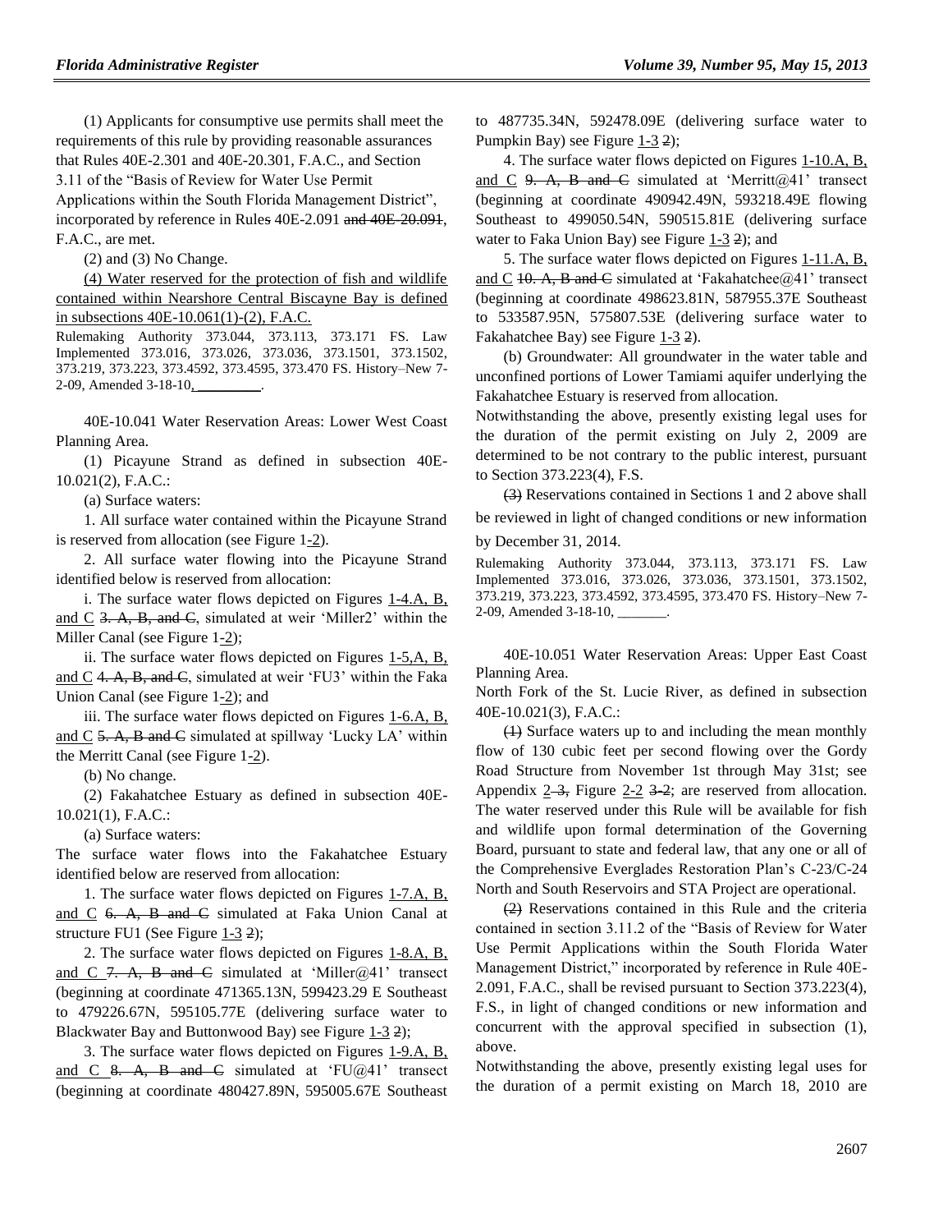(1) Applicants for consumptive use permits shall meet the requirements of this rule by providing reasonable assurances that Rules 40E-2.301 and 40E-20.301, F.A.C., and Section 3.11 of the "Basis of Review for Water Use Permit Applications within the South Florida Management District", incorporated by reference in Rules 40E-2.091 ~~and 40E-20.091~~, F.A.C., are met.

(2) and (3) No Change.

(4) Water reserved for the protection of fish and wildlife contained within Nearshore Central Biscayne Bay is defined in subsections 40E-10.061(1)-(2), F.A.C.

Rulemaking Authority 373.044, 373.113, 373.171 FS. Law Implemented 373.016, 373.026, 373.036, 373.1501, 373.1502, 373.219, 373.223, 373.4592, 373.4595, 373.470 FS. History–New 7-2-09, Amended 3-18-10, ________.

40E-10.041 Water Reservation Areas: Lower West Coast Planning Area.

(1) Picayune Strand as defined in subsection 40E-10.021(2), F.A.C.:

(a) Surface waters:

1. All surface water contained within the Picayune Strand is reserved from allocation (see Figure 1-2).

2. All surface water flowing into the Picayune Strand identified below is reserved from allocation:

i. The surface water flows depicted on Figures 1-4.A, B, and C ~~3. A, B, and C~~, simulated at weir 'Miller2' within the Miller Canal (see Figure 1-2);

ii. The surface water flows depicted on Figures 1-5,A, B, and C ~~4. A, B, and C~~, simulated at weir 'FU3' within the Faka Union Canal (see Figure 1-2); and

iii. The surface water flows depicted on Figures 1-6.A, B, and C ~~5. A, B and C~~ simulated at spillway 'Lucky LA' within the Merritt Canal (see Figure 1-2).

(b) No change.

(2) Fakahatchee Estuary as defined in subsection 40E-10.021(1), F.A.C.:

(a) Surface waters:

The surface water flows into the Fakahatchee Estuary identified below are reserved from allocation:

1. The surface water flows depicted on Figures 1-7.A, B, and C ~~6. A, B and C~~ simulated at Faka Union Canal at structure FU1 (See Figure 1-3 ~~2~~);

2. The surface water flows depicted on Figures 1-8.A, B, and C ~~7. A, B and C~~ simulated at 'Miller@41' transect (beginning at coordinate 471365.13N, 599423.29 E Southeast to 479226.67N, 595105.77E (delivering surface water to Blackwater Bay and Buttonwood Bay) see Figure 1-3 ~~2~~);

3. The surface water flows depicted on Figures 1-9.A, B, and C ~~8. A, B and C~~ simulated at 'FU@41' transect (beginning at coordinate 480427.89N, 595005.67E Southeast to 487735.34N, 592478.09E (delivering surface water to Pumpkin Bay) see Figure 1-3 ~~2~~);

4. The surface water flows depicted on Figures 1-10.A, B, and C ~~9. A, B and C~~ simulated at 'Merritt@41' transect (beginning at coordinate 490942.49N, 593218.49E flowing Southeast to 499050.54N, 590515.81E (delivering surface water to Faka Union Bay) see Figure 1-3 ~~2~~); and

5. The surface water flows depicted on Figures 1-11.A, B, and C ~~10. A, B and C~~ simulated at 'Fakahatchee@41' transect (beginning at coordinate 498623.81N, 587955.37E Southeast to 533587.95N, 575807.53E (delivering surface water to Fakahatchee Bay) see Figure 1-3 ~~2~~).

(b) Groundwater: All groundwater in the water table and unconfined portions of Lower Tamiami aquifer underlying the Fakahatchee Estuary is reserved from allocation.

Notwithstanding the above, presently existing legal uses for the duration of the permit existing on July 2, 2009 are determined to be not contrary to the public interest, pursuant to Section 373.223(4), F.S.

~~(3)~~ Reservations contained in Sections 1 and 2 above shall be reviewed in light of changed conditions or new information by December 31, 2014.

Rulemaking Authority 373.044, 373.113, 373.171 FS. Law Implemented 373.016, 373.026, 373.036, 373.1501, 373.1502, 373.219, 373.223, 373.4592, 373.4595, 373.470 FS. History–New 7-2-09, Amended 3-18-10, _______.

40E-10.051 Water Reservation Areas: Upper East Coast Planning Area.

North Fork of the St. Lucie River, as defined in subsection 40E-10.021(3), F.A.C.:

~~(1)~~ Surface waters up to and including the mean monthly flow of 130 cubic feet per second flowing over the Gordy Road Structure from November 1st through May 31st; see Appendix 2 ~~3~~, Figure 2-2 ~~3-2~~; are reserved from allocation. The water reserved under this Rule will be available for fish and wildlife upon formal determination of the Governing Board, pursuant to state and federal law, that any one or all of the Comprehensive Everglades Restoration Plan's C-23/C-24 North and South Reservoirs and STA Project are operational.

~~(2)~~ Reservations contained in this Rule and the criteria contained in section 3.11.2 of the "Basis of Review for Water Use Permit Applications within the South Florida Water Management District," incorporated by reference in Rule 40E-2.091, F.A.C., shall be revised pursuant to Section 373.223(4), F.S., in light of changed conditions or new information and concurrent with the approval specified in subsection (1), above.

Notwithstanding the above, presently existing legal uses for the duration of a permit existing on March 18, 2010 are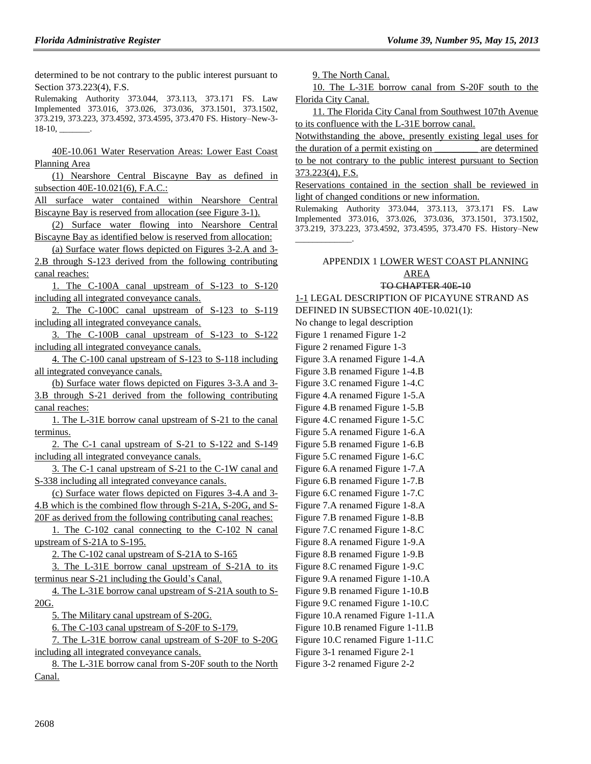determined to be not contrary to the public interest pursuant to Section 373.223(4), F.S.

Rulemaking Authority 373.044, 373.113, 373.171 FS. Law Implemented 373.016, 373.026, 373.036, 373.1501, 373.1502, 373.219, 373.223, 373.4592, 373.4595, 373.470 FS. History–New-3-18-10, ________.

40E-10.061 Water Reservation Areas: Lower East Coast Planning Area

(1) Nearshore Central Biscayne Bay as defined in subsection 40E-10.021(6), F.A.C.:

All surface water contained within Nearshore Central Biscayne Bay is reserved from allocation (see Figure 3-1).

(2) Surface water flowing into Nearshore Central Biscayne Bay as identified below is reserved from allocation:

(a) Surface water flows depicted on Figures 3-2.A and 3-2.B through S-123 derived from the following contributing canal reaches:

1. The C-100A canal upstream of S-123 to S-120 including all integrated conveyance canals.

2. The C-100C canal upstream of S-123 to S-119 including all integrated conveyance canals.

3. The C-100B canal upstream of S-123 to S-122 including all integrated conveyance canals.

4. The C-100 canal upstream of S-123 to S-118 including all integrated conveyance canals.

(b) Surface water flows depicted on Figures 3-3.A and 3-3.B through S-21 derived from the following contributing canal reaches:

1. The L-31E borrow canal upstream of S-21 to the canal terminus.

2. The C-1 canal upstream of S-21 to S-122 and S-149 including all integrated conveyance canals.

3. The C-1 canal upstream of S-21 to the C-1W canal and S-338 including all integrated conveyance canals.

(c) Surface water flows depicted on Figures 3-4.A and 3-4.B which is the combined flow through S-21A, S-20G, and S-20F as derived from the following contributing canal reaches:

1. The C-102 canal connecting to the C-102 N canal upstream of S-21A to S-195.

2. The C-102 canal upstream of S-21A to S-165

3. The L-31E borrow canal upstream of S-21A to its terminus near S-21 including the Gould's Canal.

4. The L-31E borrow canal upstream of S-21A south to S-20G.

5. The Military canal upstream of S-20G.

6. The C-103 canal upstream of S-20F to S-179.

7. The L-31E borrow canal upstream of S-20F to S-20G including all integrated conveyance canals.

8. The L-31E borrow canal from S-20F south to the North Canal.

9. The North Canal.

10. The L-31E borrow canal from S-20F south to the Florida City Canal.

11. The Florida City Canal from Southwest 107th Avenue to its confluence with the L-31E borrow canal.

Notwithstanding the above, presently existing legal uses for the duration of a permit existing on __________ are determined to be not contrary to the public interest pursuant to Section 373.223(4), F.S.

Reservations contained in the section shall be reviewed in light of changed conditions or new information.

Rulemaking Authority 373.044, 373.113, 373.171 FS. Law Implemented 373.016, 373.026, 373.036, 373.1501, 373.1502, 373.219, 373.223, 373.4592, 373.4595, 373.470 FS. History–New ____________.

APPENDIX 1 LOWER WEST COAST PLANNING AREA
TO CHAPTER 40E-10

1-1 LEGAL DESCRIPTION OF PICAYUNE STRAND AS DEFINED IN SUBSECTION 40E-10.021(1):

No change to legal description

Figure 1 renamed Figure 1-2

Figure 2 renamed Figure 1-3

Figure 3.A renamed Figure 1-4.A

Figure 3.B renamed Figure 1-4.B

Figure 3.C renamed Figure 1-4.C

Figure 4.A renamed Figure 1-5.A

Figure 4.B renamed Figure 1-5.B

Figure 4.C renamed Figure 1-5.C

Figure 5.A renamed Figure 1-6.A

Figure 5.B renamed Figure 1-6.B

Figure 5.C renamed Figure 1-6.C

Figure 6.A renamed Figure 1-7.A

Figure 6.B renamed Figure 1-7.B

Figure 6.C renamed Figure 1-7.C

Figure 7.A renamed Figure 1-8.A

Figure 7.B renamed Figure 1-8.B

Figure 7.C renamed Figure 1-8.C

Figure 8.A renamed Figure 1-9.A

Figure 8.B renamed Figure 1-9.B

Figure 8.C renamed Figure 1-9.C

Figure 9.A renamed Figure 1-10.A

Figure 9.B renamed Figure 1-10.B

Figure 9.C renamed Figure 1-10.C

Figure 10.A renamed Figure 1-11.A

Figure 10.B renamed Figure 1-11.B

Figure 10.C renamed Figure 1-11.C

Figure 3-1 renamed Figure 2-1

Figure 3-2 renamed Figure 2-2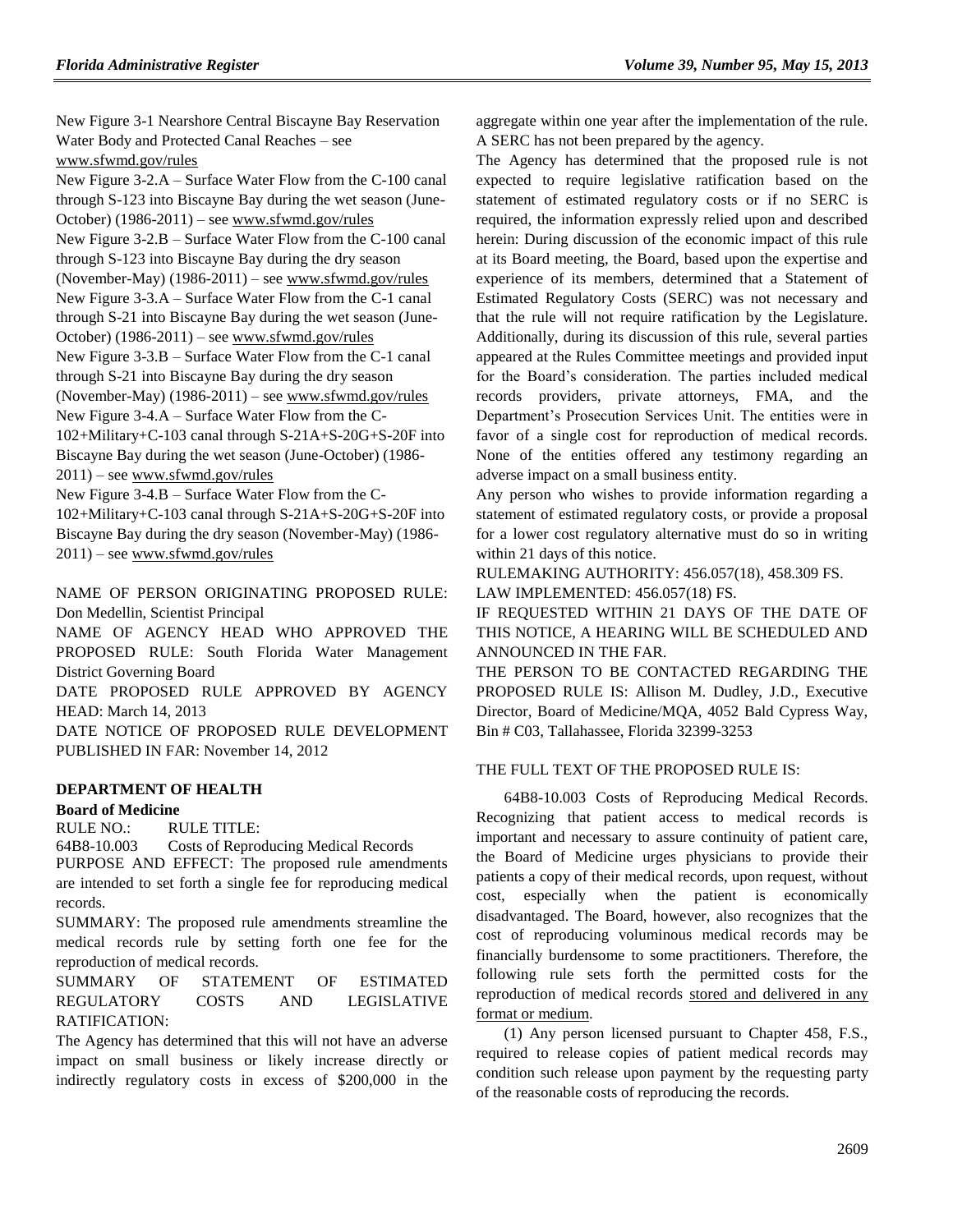New Figure 3-1 Nearshore Central Biscayne Bay Reservation Water Body and Protected Canal Reaches – see www.sfwmd.gov/rules

New Figure 3-2.A – Surface Water Flow from the C-100 canal through S-123 into Biscayne Bay during the wet season (June-October) (1986-2011) – see www.sfwmd.gov/rules

New Figure 3-2.B – Surface Water Flow from the C-100 canal through S-123 into Biscayne Bay during the dry season (November-May) (1986-2011) – see www.sfwmd.gov/rules

New Figure 3-3.A – Surface Water Flow from the C-1 canal through S-21 into Biscayne Bay during the wet season (June-October) (1986-2011) – see www.sfwmd.gov/rules

New Figure 3-3.B – Surface Water Flow from the C-1 canal through S-21 into Biscayne Bay during the dry season (November-May) (1986-2011) – see www.sfwmd.gov/rules

New Figure 3-4.A – Surface Water Flow from the C-102+Military+C-103 canal through S-21A+S-20G+S-20F into Biscayne Bay during the wet season (June-October) (1986-2011) – see www.sfwmd.gov/rules

New Figure 3-4.B – Surface Water Flow from the C-102+Military+C-103 canal through S-21A+S-20G+S-20F into Biscayne Bay during the dry season (November-May) (1986-2011) – see www.sfwmd.gov/rules

NAME OF PERSON ORIGINATING PROPOSED RULE: Don Medellin, Scientist Principal

NAME OF AGENCY HEAD WHO APPROVED THE PROPOSED RULE: South Florida Water Management District Governing Board

DATE PROPOSED RULE APPROVED BY AGENCY HEAD: March 14, 2013

DATE NOTICE OF PROPOSED RULE DEVELOPMENT PUBLISHED IN FAR: November 14, 2012

## DEPARTMENT OF HEALTH

### Board of Medicine

RULE NO.: RULE TITLE:

64B8-10.003 Costs of Reproducing Medical Records

PURPOSE AND EFFECT: The proposed rule amendments are intended to set forth a single fee for reproducing medical records.

SUMMARY: The proposed rule amendments streamline the medical records rule by setting forth one fee for the reproduction of medical records.

SUMMARY OF STATEMENT OF ESTIMATED REGULATORY COSTS AND LEGISLATIVE RATIFICATION:

The Agency has determined that this will not have an adverse impact on small business or likely increase directly or indirectly regulatory costs in excess of $200,000 in the aggregate within one year after the implementation of the rule. A SERC has not been prepared by the agency.

The Agency has determined that the proposed rule is not expected to require legislative ratification based on the statement of estimated regulatory costs or if no SERC is required, the information expressly relied upon and described herein: During discussion of the economic impact of this rule at its Board meeting, the Board, based upon the expertise and experience of its members, determined that a Statement of Estimated Regulatory Costs (SERC) was not necessary and that the rule will not require ratification by the Legislature. Additionally, during its discussion of this rule, several parties appeared at the Rules Committee meetings and provided input for the Board's consideration. The parties included medical records providers, private attorneys, FMA, and the Department's Prosecution Services Unit. The entities were in favor of a single cost for reproduction of medical records. None of the entities offered any testimony regarding an adverse impact on a small business entity.

Any person who wishes to provide information regarding a statement of estimated regulatory costs, or provide a proposal for a lower cost regulatory alternative must do so in writing within 21 days of this notice.

RULEMAKING AUTHORITY: 456.057(18), 458.309 FS.

LAW IMPLEMENTED: 456.057(18) FS.

IF REQUESTED WITHIN 21 DAYS OF THE DATE OF THIS NOTICE, A HEARING WILL BE SCHEDULED AND ANNOUNCED IN THE FAR.

THE PERSON TO BE CONTACTED REGARDING THE PROPOSED RULE IS: Allison M. Dudley, J.D., Executive Director, Board of Medicine/MQA, 4052 Bald Cypress Way, Bin # C03, Tallahassee, Florida 32399-3253

THE FULL TEXT OF THE PROPOSED RULE IS:

64B8-10.003 Costs of Reproducing Medical Records. Recognizing that patient access to medical records is important and necessary to assure continuity of patient care, the Board of Medicine urges physicians to provide their patients a copy of their medical records, upon request, without cost, especially when the patient is economically disadvantaged. The Board, however, also recognizes that the cost of reproducing voluminous medical records may be financially burdensome to some practitioners. Therefore, the following rule sets forth the permitted costs for the reproduction of medical records stored and delivered in any format or medium.

(1) Any person licensed pursuant to Chapter 458, F.S., required to release copies of patient medical records may condition such release upon payment by the requesting party of the reasonable costs of reproducing the records.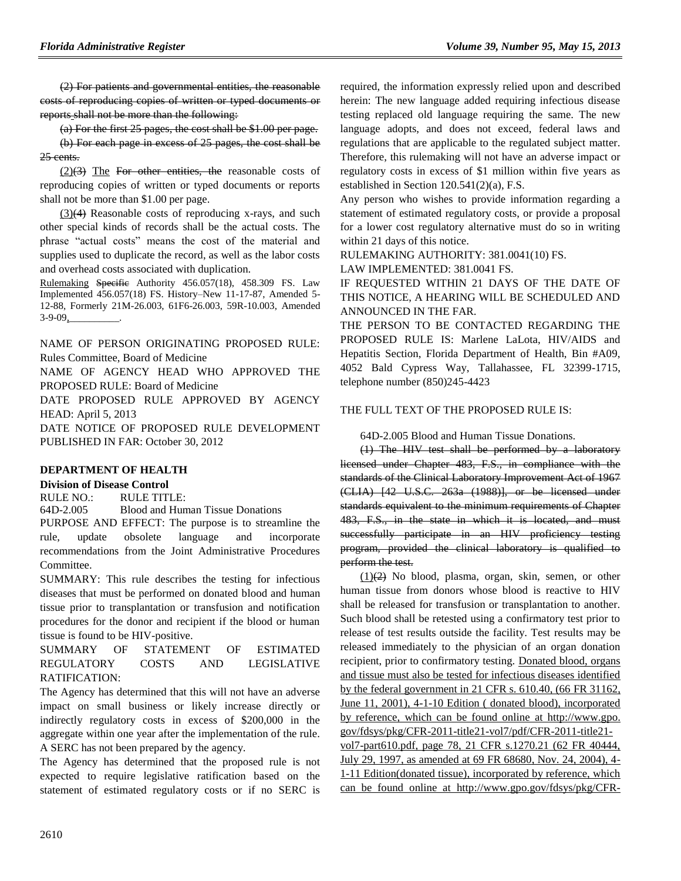~~(2) For patients and governmental entities, the reasonable costs of reproducing copies of written or typed documents or reports shall not be more than the following:~~

~~(a) For the first 25 pages, the cost shall be $1.00 per page.~~

~~(b) For each page in excess of 25 pages, the cost shall be 25 cents.~~

<u>(2)</u>~~(3)~~ <u>The</u> ~~For other entities, the~~ reasonable costs of reproducing copies of written or typed documents or reports shall not be more than $1.00 per page.

<u>(3)</u>~~(4)~~ Reasonable costs of reproducing x-rays, and such other special kinds of records shall be the actual costs. The phrase "actual costs" means the cost of the material and supplies used to duplicate the record, as well as the labor costs and overhead costs associated with duplication.

<u>Rulemaking</u> ~~Specific~~ Authority 456.057(18), 458.309 FS. Law Implemented 456.057(18) FS. History–New 11-17-87, Amended 5-12-88, Formerly 21M-26.003, 61F6-26.003, 59R-10.003, Amended 3-9-09<u>,__________</u>.

NAME OF PERSON ORIGINATING PROPOSED RULE: Rules Committee, Board of Medicine

NAME OF AGENCY HEAD WHO APPROVED THE PROPOSED RULE: Board of Medicine

DATE PROPOSED RULE APPROVED BY AGENCY HEAD: April 5, 2013

DATE NOTICE OF PROPOSED RULE DEVELOPMENT PUBLISHED IN FAR: October 30, 2012

## DEPARTMENT OF HEALTH

### Division of Disease Control

RULE NO.: RULE TITLE:

64D-2.005 Blood and Human Tissue Donations

PURPOSE AND EFFECT: The purpose is to streamline the rule, update obsolete language and incorporate recommendations from the Joint Administrative Procedures Committee.

SUMMARY: This rule describes the testing for infectious diseases that must be performed on donated blood and human tissue prior to transplantation or transfusion and notification procedures for the donor and recipient if the blood or human tissue is found to be HIV-positive.

SUMMARY OF STATEMENT OF ESTIMATED REGULATORY COSTS AND LEGISLATIVE RATIFICATION:

The Agency has determined that this will not have an adverse impact on small business or likely increase directly or indirectly regulatory costs in excess of $200,000 in the aggregate within one year after the implementation of the rule. A SERC has not been prepared by the agency.

The Agency has determined that the proposed rule is not expected to require legislative ratification based on the statement of estimated regulatory costs or if no SERC is required, the information expressly relied upon and described herein: The new language added requiring infectious disease testing replaced old language requiring the same. The new language adopts, and does not exceed, federal laws and regulations that are applicable to the regulated subject matter. Therefore, this rulemaking will not have an adverse impact or regulatory costs in excess of $1 million within five years as established in Section 120.541(2)(a), F.S.

Any person who wishes to provide information regarding a statement of estimated regulatory costs, or provide a proposal for a lower cost regulatory alternative must do so in writing within 21 days of this notice.

RULEMAKING AUTHORITY: 381.0041(10) FS.

LAW IMPLEMENTED: 381.0041 FS.

IF REQUESTED WITHIN 21 DAYS OF THE DATE OF THIS NOTICE, A HEARING WILL BE SCHEDULED AND ANNOUNCED IN THE FAR.

THE PERSON TO BE CONTACTED REGARDING THE PROPOSED RULE IS: Marlene LaLota, HIV/AIDS and Hepatitis Section, Florida Department of Health, Bin #A09, 4052 Bald Cypress Way, Tallahassee, FL 32399-1715, telephone number (850)245-4423

THE FULL TEXT OF THE PROPOSED RULE IS:

64D-2.005 Blood and Human Tissue Donations.

~~(1) The HIV test shall be performed by a laboratory licensed under Chapter 483, F.S., in compliance with the standards of the Clinical Laboratory Improvement Act of 1967 (CLIA) [42 U.S.C. 263a (1988)], or be licensed under standards equivalent to the minimum requirements of Chapter 483, F.S., in the state in which it is located, and must successfully participate in an HIV proficiency testing program, provided the clinical laboratory is qualified to perform the test.~~

<u>(1)</u>~~(2)~~ No blood, plasma, organ, skin, semen, or other human tissue from donors whose blood is reactive to HIV shall be released for transfusion or transplantation to another. Such blood shall be retested using a confirmatory test prior to release of test results outside the facility. Test results may be released immediately to the physician of an organ donation recipient, prior to confirmatory testing. <u>Donated blood, organs and tissue must also be tested for infectious diseases identified by the federal government in 21 CFR s. 610.40, (66 FR 31162, June 11, 2001), 4-1-10 Edition ( donated blood), incorporated by reference, which can be found online at http://www.gpo.gov/fdsys/pkg/CFR-2011-title21-vol7/pdf/CFR-2011-title21-vol7-part610.pdf, page 78, 21 CFR s.1270.21 (62 FR 40444, July 29, 1997, as amended at 69 FR 68680, Nov. 24, 2004), 4-1-11 Edition(donated tissue), incorporated by reference, which can be found online at http://www.gpo.gov/fdsys/pkg/CFR-</u>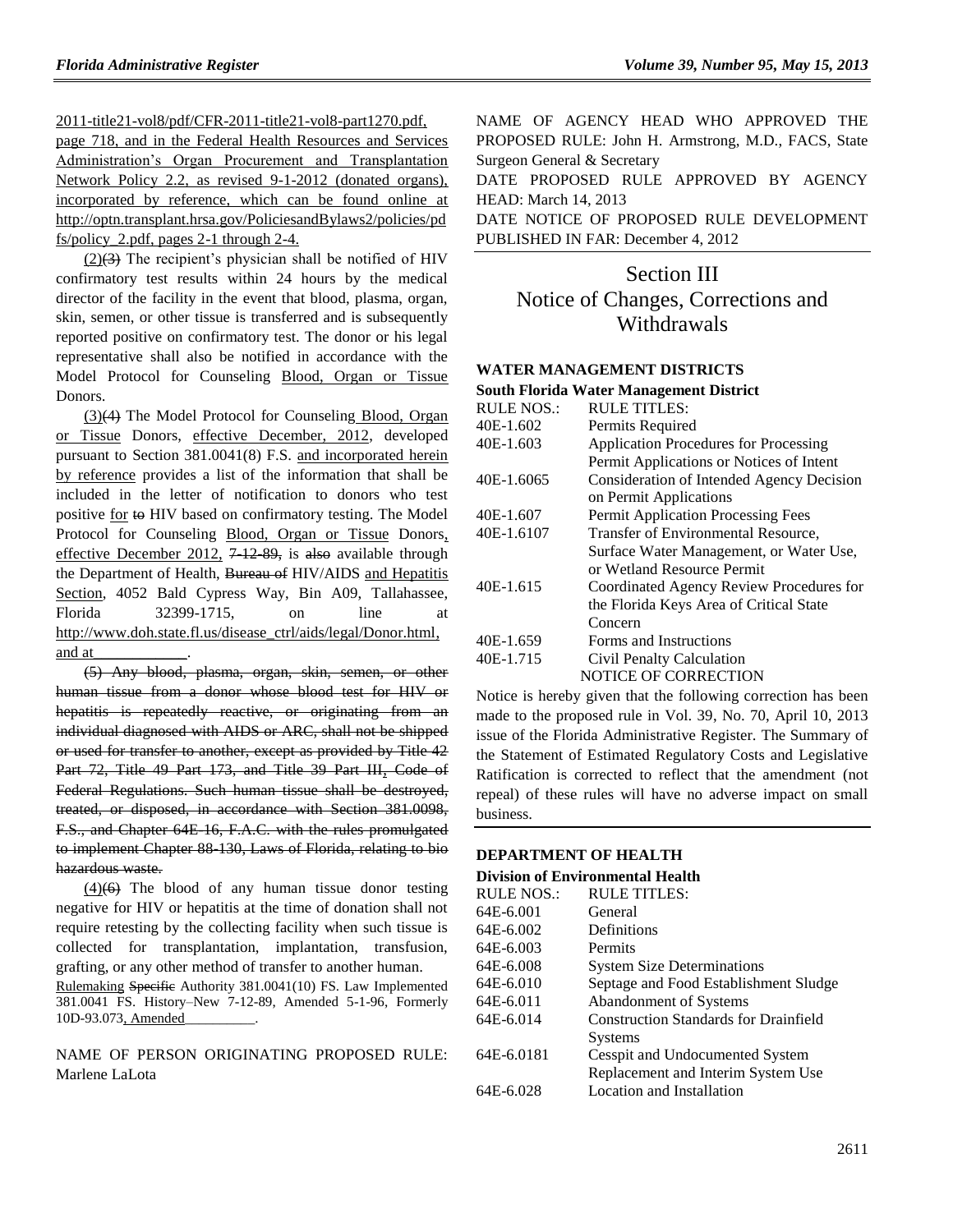2011-title21-vol8/pdf/CFR-2011-title21-vol8-part1270.pdf, page 718, and in the Federal Health Resources and Services Administration's Organ Procurement and Transplantation Network Policy 2.2, as revised 9-1-2012 (donated organs), incorporated by reference, which can be found online at http://optn.transplant.hrsa.gov/PoliciesandBylaws2/policies/pdfs/policy_2.pdf, pages 2-1 through 2-4.

(2)(3) The recipient's physician shall be notified of HIV confirmatory test results within 24 hours by the medical director of the facility in the event that blood, plasma, organ, skin, semen, or other tissue is transferred and is subsequently reported positive on confirmatory test. The donor or his legal representative shall also be notified in accordance with the Model Protocol for Counseling Blood, Organ or Tissue Donors.

(3)(4) The Model Protocol for Counseling Blood, Organ or Tissue Donors, effective December, 2012, developed pursuant to Section 381.0041(8) F.S. and incorporated herein by reference provides a list of the information that shall be included in the letter of notification to donors who test positive for to HIV based on confirmatory testing. The Model Protocol for Counseling Blood, Organ or Tissue Donors, effective December 2012, 7-12-89, is also available through the Department of Health, Bureau of HIV/AIDS and Hepatitis Section, 4052 Bald Cypress Way, Bin A09, Tallahassee, Florida 32399-1715, on line at http://www.doh.state.fl.us/disease_ctrl/aids/legal/Donor.html, and at____________.

~~(5) Any blood, plasma, organ, skin, semen, or other human tissue from a donor whose blood test for HIV or hepatitis is repeatedly reactive, or originating from an individual diagnosed with AIDS or ARC, shall not be shipped or used for transfer to another, except as provided by Title 42 Part 72, Title 49 Part 173, and Title 39 Part III, Code of Federal Regulations. Such human tissue shall be destroyed, treated, or disposed, in accordance with Section 381.0098, F.S., and Chapter 64E-16, F.A.C. with the rules promulgated to implement Chapter 88-130, Laws of Florida, relating to bio hazardous waste.~~

(4)(6) The blood of any human tissue donor testing negative for HIV or hepatitis at the time of donation shall not require retesting by the collecting facility when such tissue is collected for transplantation, implantation, transfusion, grafting, or any other method of transfer to another human.

Rulemaking ~~Specific~~ Authority 381.0041(10) FS. Law Implemented 381.0041 FS. History–New 7-12-89, Amended 5-1-96, Formerly 10D-93.073, Amended__________.

NAME OF PERSON ORIGINATING PROPOSED RULE: Marlene LaLota

NAME OF AGENCY HEAD WHO APPROVED THE PROPOSED RULE: John H. Armstrong, M.D., FACS, State Surgeon General & Secretary

DATE PROPOSED RULE APPROVED BY AGENCY HEAD: March 14, 2013

DATE NOTICE OF PROPOSED RULE DEVELOPMENT PUBLISHED IN FAR: December 4, 2012

# Section III
# Notice of Changes, Corrections and Withdrawals

**WATER MANAGEMENT DISTRICTS**

**South Florida Water Management District**

| RULE NOS.: | RULE TITLES: |
|---|---|
| 40E-1.602 | Permits Required |
| 40E-1.603 | Application Procedures for Processing Permit Applications or Notices of Intent |
| 40E-1.6065 | Consideration of Intended Agency Decision on Permit Applications |
| 40E-1.607 | Permit Application Processing Fees |
| 40E-1.6107 | Transfer of Environmental Resource, Surface Water Management, or Water Use, or Wetland Resource Permit |
| 40E-1.615 | Coordinated Agency Review Procedures for the Florida Keys Area of Critical State Concern |
| 40E-1.659 | Forms and Instructions |
| 40E-1.715 | Civil Penalty Calculation |

NOTICE OF CORRECTION

Notice is hereby given that the following correction has been made to the proposed rule in Vol. 39, No. 70, April 10, 2013 issue of the Florida Administrative Register. The Summary of the Statement of Estimated Regulatory Costs and Legislative Ratification is corrected to reflect that the amendment (not repeal) of these rules will have no adverse impact on small business.

**DEPARTMENT OF HEALTH**

**Division of Environmental Health**

| RULE NOS.: | RULE TITLES: |
|---|---|
| 64E-6.001 | General |
| 64E-6.002 | Definitions |
| 64E-6.003 | Permits |
| 64E-6.008 | System Size Determinations |
| 64E-6.010 | Septage and Food Establishment Sludge |
| 64E-6.011 | Abandonment of Systems |
| 64E-6.014 | Construction Standards for Drainfield Systems |
| 64E-6.0181 | Cesspit and Undocumented System Replacement and Interim System Use |
| 64E-6.028 | Location and Installation |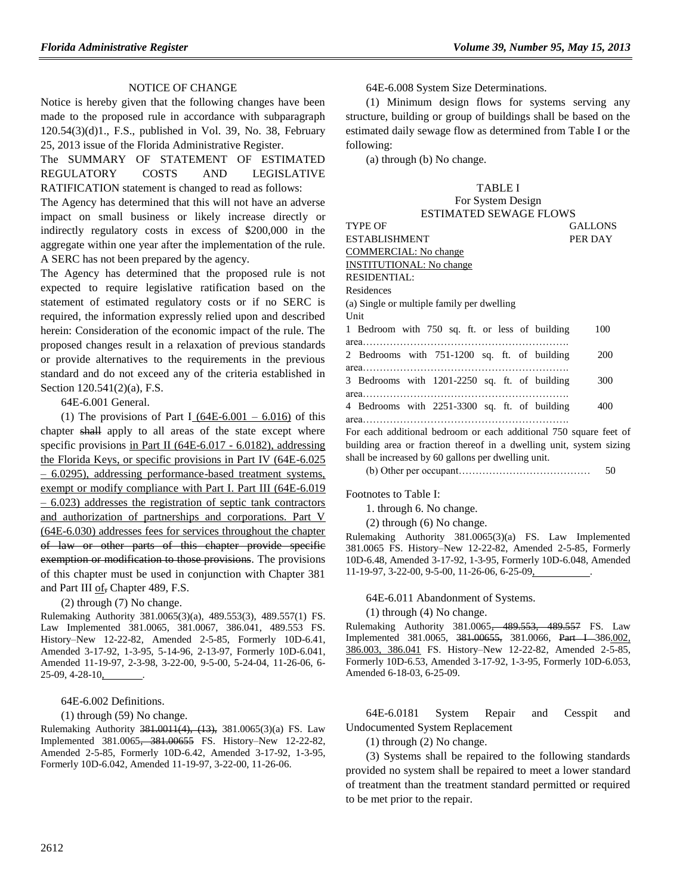NOTICE OF CHANGE

Notice is hereby given that the following changes have been made to the proposed rule in accordance with subparagraph 120.54(3)(d)1., F.S., published in Vol. 39, No. 38, February 25, 2013 issue of the Florida Administrative Register.

The SUMMARY OF STATEMENT OF ESTIMATED REGULATORY COSTS AND LEGISLATIVE RATIFICATION statement is changed to read as follows:

The Agency has determined that this will not have an adverse impact on small business or likely increase directly or indirectly regulatory costs in excess of $200,000 in the aggregate within one year after the implementation of the rule. A SERC has not been prepared by the agency.

The Agency has determined that the proposed rule is not expected to require legislative ratification based on the statement of estimated regulatory costs or if no SERC is required, the information expressly relied upon and described herein: Consideration of the economic impact of the rule. The proposed changes result in a relaxation of previous standards or provide alternatives to the requirements in the previous standard and do not exceed any of the criteria established in Section 120.541(2)(a), F.S.

64E-6.001 General.

(1) The provisions of Part I (64E-6.001 – 6.016) of this chapter ~~shall~~ apply to all areas of the state except where specific provisions in Part II (64E-6.017 - 6.0182), addressing the Florida Keys, or specific provisions in Part IV (64E-6.025 – 6.0295), addressing performance-based treatment systems, exempt or modify compliance with Part I. Part III (64E-6.019 – 6.023) addresses the registration of septic tank contractors and authorization of partnerships and corporations. Part V (64E-6.030) addresses fees for services throughout the chapter ~~of law or other parts of this chapter provide specific exemption or modification to those provisions~~. The provisions of this chapter must be used in conjunction with Chapter 381 and Part III of~~,~~ Chapter 489, F.S.

(2) through (7) No change.

Rulemaking Authority 381.0065(3)(a), 489.553(3), 489.557(1) FS. Law Implemented 381.0065, 381.0067, 386.041, 489.553 FS. History–New 12-22-82, Amended 2-5-85, Formerly 10D-6.41, Amended 3-17-92, 1-3-95, 5-14-96, 2-13-97, Formerly 10D-6.041, Amended 11-19-97, 2-3-98, 3-22-00, 9-5-00, 5-24-04, 11-26-06, 6-25-09, 4-28-10, ________.

64E-6.002 Definitions.

(1) through (59) No change.

Rulemaking Authority ~~381.0011(4), (13),~~ 381.0065(3)(a) FS. Law Implemented 381.0065~~, 381.00655~~ FS. History–New 12-22-82, Amended 2-5-85, Formerly 10D-6.42, Amended 3-17-92, 1-3-95, Formerly 10D-6.042, Amended 11-19-97, 3-22-00, 11-26-06.

64E-6.008 System Size Determinations.

(1) Minimum design flows for systems serving any structure, building or group of buildings shall be based on the estimated daily sewage flow as determined from Table I or the following:

(a) through (b) No change.

TABLE I
For System Design
ESTIMATED SEWAGE FLOWS

| TYPE OF ESTABLISHMENT | GALLONS PER DAY |
|---|---|
| COMMERCIAL: No change | |
| INSTITUTIONAL: No change | |
| RESIDENTIAL: | |
| Residences | |
| (a) Single or multiple family per dwelling Unit | |
| 1 Bedroom with 750 sq. ft. or less of building area………… | 100 |
| 2 Bedrooms with 751-1200 sq. ft. of building area………… | 200 |
| 3 Bedrooms with 1201-2250 sq. ft. of building area………… | 300 |
| 4 Bedrooms with 2251-3300 sq. ft. of building area………… | 400 |
| For each additional bedroom or each additional 750 square feet of building area or fraction thereof in a dwelling unit, system sizing shall be increased by 60 gallons per dwelling unit. | |
| (b) Other per occupant………… | 50 |

Footnotes to Table I:

1. through 6. No change.

(2) through (6) No change.

Rulemaking Authority 381.0065(3)(a) FS. Law Implemented 381.0065 FS. History–New 12-22-82, Amended 2-5-85, Formerly 10D-6.48, Amended 3-17-92, 1-3-95, Formerly 10D-6.048, Amended 11-19-97, 3-22-00, 9-5-00, 11-26-06, 6-25-09, ________.

64E-6.011 Abandonment of Systems.

(1) through (4) No change.

Rulemaking Authority 381.0065~~, 489.553, 489.557~~ FS. Law Implemented 381.0065, ~~381.00655,~~ 381.0066, ~~Part I~~ 386.002, 386.003, 386.041 FS. History–New 12-22-82, Amended 2-5-85, Formerly 10D-6.53, Amended 3-17-92, 1-3-95, Formerly 10D-6.053, Amended 6-18-03, 6-25-09.

64E-6.0181 System Repair and Cesspit and Undocumented System Replacement

(1) through (2) No change.

(3) Systems shall be repaired to the following standards provided no system shall be repaired to meet a lower standard of treatment than the treatment standard permitted or required to be met prior to the repair.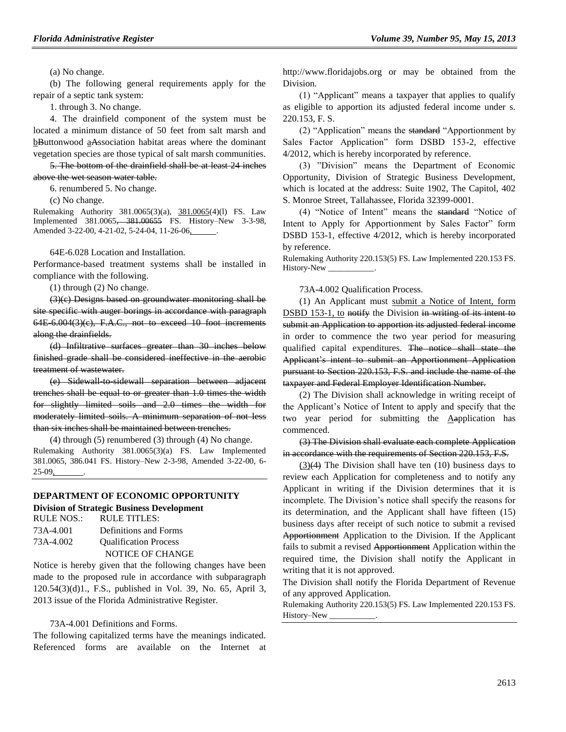(a) No change.

(b) The following general requirements apply for the repair of a septic tank system:

1. through 3. No change.

4. The drainfield component of the system must be located a minimum distance of 50 feet from salt marsh and bButtonwood aAssociation habitat areas where the dominant vegetation species are those typical of salt marsh communities.

~~5. The bottom of the drainfield shall be at least 24 inches above the wet season water table.~~

6. renumbered 5. No change.

(c) No change.

Rulemaking Authority 381.0065(3)(a), 381.0065(4)(l) FS. Law Implemented 381.0065~~, 381.00655~~ FS. History–New 3-3-98, Amended 3-22-00, 4-21-02, 5-24-04, 11-26-06,\_\_\_\_\_\_.

64E-6.028 Location and Installation.

Performance-based treatment systems shall be installed in compliance with the following.

(1) through (2) No change.

~~(3)(c) Designs based on groundwater monitoring shall be site specific with auger borings in accordance with paragraph 64E-6.004(3)(c), F.A.C., not to exceed 10 foot increments along the drainfields.~~

~~(d) Infiltrative surfaces greater than 30 inches below finished grade shall be considered ineffective in the aerobic treatment of wastewater.~~

~~(e) Sidewall-to-sidewall separation between adjacent trenches shall be equal to or greater than 1.0 times the width for slightly limited soils and 2.0 times the width for moderately limited soils. A minimum separation of not less than six inches shall be maintained between trenches.~~

(4) through (5) renumbered (3) through (4) No change.

Rulemaking Authority 381.0065(3)(a) FS. Law Implemented 381.0065, 386.041 FS. History–New 2-3-98, Amended 3-22-00, 6-25-09,\_\_\_\_\_\_\_.

## DEPARTMENT OF ECONOMIC OPPORTUNITY

### Division of Strategic Business Development

| RULE NOS.: | RULE TITLES: |
|---|---|
| 73A-4.001 | Definitions and Forms |
| 73A-4.002 | Qualification Process |

NOTICE OF CHANGE

Notice is hereby given that the following changes have been made to the proposed rule in accordance with subparagraph 120.54(3)(d)1., F.S., published in Vol. 39, No. 65, April 3, 2013 issue of the Florida Administrative Register.

73A-4.001 Definitions and Forms.

The following capitalized terms have the meanings indicated. Referenced forms are available on the Internet at http://www.floridajobs.org or may be obtained from the Division.

(1) "Applicant" means a taxpayer that applies to qualify as eligible to apportion its adjusted federal income under s. 220.153, F. S.

(2) "Application" means the ~~standard~~ "Apportionment by Sales Factor Application" form DSBD 153-2, effective 4/2012, which is hereby incorporated by reference.

(3) "Division" means the Department of Economic Opportunity, Division of Strategic Business Development, which is located at the address: Suite 1902, The Capitol, 402 S. Monroe Street, Tallahassee, Florida 32399-0001.

(4) "Notice of Intent" means the ~~standard~~ "Notice of Intent to Apply for Apportionment by Sales Factor" form DSBD 153-1, effective 4/2012, which is hereby incorporated by reference.

Rulemaking Authority 220.153(5) FS. Law Implemented 220.153 FS. History-New \_\_\_\_\_\_\_\_\_\_\_.

73A-4.002 Qualification Process.

(1) An Applicant must submit a Notice of Intent, form DSBD 153-1, to ~~notify~~ the Division ~~in writing of its intent to submit an Application to apportion its adjusted federal income~~ in order to commence the two year period for measuring qualified capital expenditures. ~~The notice shall state the Applicant's intent to submit an Apportionment Application pursuant to Section 220.153, F.S. and include the name of the taxpayer and Federal Employer Identification Number.~~

(2) The Division shall acknowledge in writing receipt of the Applicant's Notice of Intent to apply and specify that the two year period for submitting the Aapplication has commenced.

~~(3) The Division shall evaluate each complete Application in accordance with the requirements of Section 220.153, F.S.~~

(3)~~(4)~~ The Division shall have ten (10) business days to review each Application for completeness and to notify any Applicant in writing if the Division determines that it is incomplete. The Division's notice shall specify the reasons for its determination, and the Applicant shall have fifteen (15) business days after receipt of such notice to submit a revised ~~Apportionment~~ Application to the Division. If the Applicant fails to submit a revised ~~Apportionment~~ Application within the required time, the Division shall notify the Applicant in writing that it is not approved.

The Division shall notify the Florida Department of Revenue of any approved Application.

Rulemaking Authority 220.153(5) FS. Law Implemented 220.153 FS. History–New \_\_\_\_\_\_\_\_\_\_\_.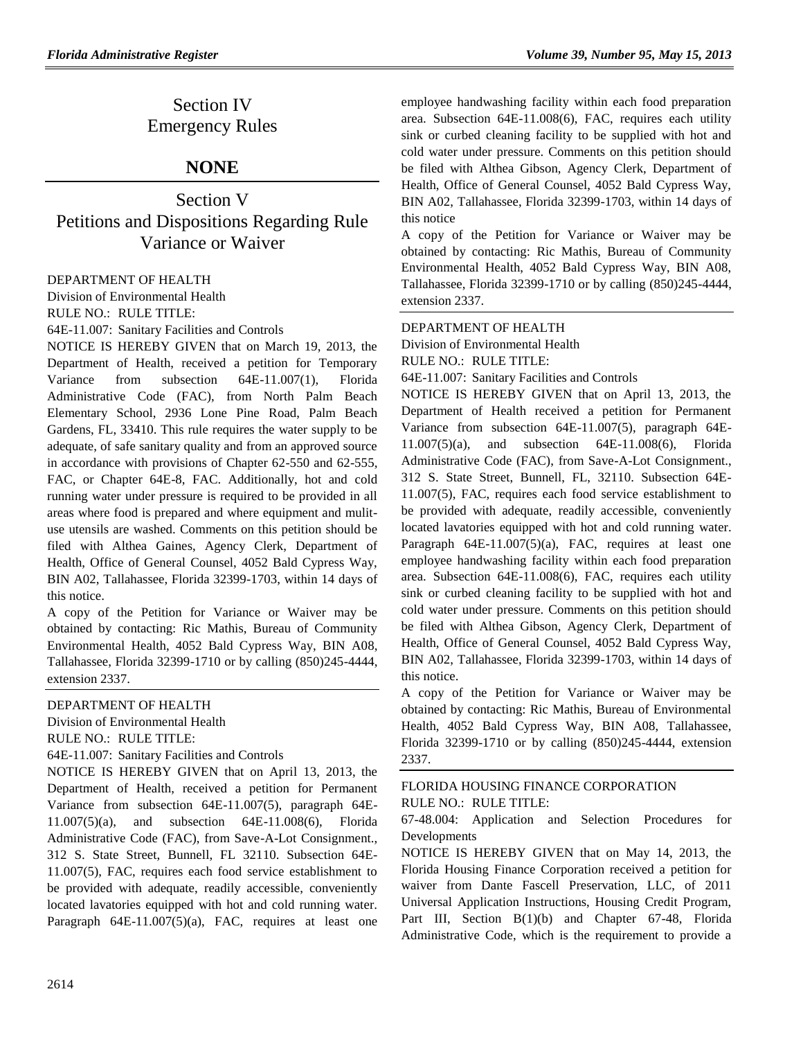# Section IV
# Emergency Rules

# NONE

# Section V
# Petitions and Dispositions Regarding Rule Variance or Waiver

DEPARTMENT OF HEALTH

Division of Environmental Health

RULE NO.: RULE TITLE:

64E-11.007: Sanitary Facilities and Controls

NOTICE IS HEREBY GIVEN that on March 19, 2013, the Department of Health, received a petition for Temporary Variance from subsection 64E-11.007(1), Florida Administrative Code (FAC), from North Palm Beach Elementary School, 2936 Lone Pine Road, Palm Beach Gardens, FL, 33410. This rule requires the water supply to be adequate, of safe sanitary quality and from an approved source in accordance with provisions of Chapter 62-550 and 62-555, FAC, or Chapter 64E-8, FAC. Additionally, hot and cold running water under pressure is required to be provided in all areas where food is prepared and where equipment and mulit-use utensils are washed. Comments on this petition should be filed with Althea Gaines, Agency Clerk, Department of Health, Office of General Counsel, 4052 Bald Cypress Way, BIN A02, Tallahassee, Florida 32399-1703, within 14 days of this notice.

A copy of the Petition for Variance or Waiver may be obtained by contacting: Ric Mathis, Bureau of Community Environmental Health, 4052 Bald Cypress Way, BIN A08, Tallahassee, Florida 32399-1710 or by calling (850)245-4444, extension 2337.

---

DEPARTMENT OF HEALTH

Division of Environmental Health

RULE NO.: RULE TITLE:

64E-11.007: Sanitary Facilities and Controls

NOTICE IS HEREBY GIVEN that on April 13, 2013, the Department of Health, received a petition for Permanent Variance from subsection 64E-11.007(5), paragraph 64E-11.007(5)(a), and subsection 64E-11.008(6), Florida Administrative Code (FAC), from Save-A-Lot Consignment., 312 S. State Street, Bunnell, FL 32110. Subsection 64E-11.007(5), FAC, requires each food service establishment to be provided with adequate, readily accessible, conveniently located lavatories equipped with hot and cold running water. Paragraph 64E-11.007(5)(a), FAC, requires at least one employee handwashing facility within each food preparation area. Subsection 64E-11.008(6), FAC, requires each utility sink or curbed cleaning facility to be supplied with hot and cold water under pressure. Comments on this petition should be filed with Althea Gibson, Agency Clerk, Department of Health, Office of General Counsel, 4052 Bald Cypress Way, BIN A02, Tallahassee, Florida 32399-1703, within 14 days of this notice

A copy of the Petition for Variance or Waiver may be obtained by contacting: Ric Mathis, Bureau of Community Environmental Health, 4052 Bald Cypress Way, BIN A08, Tallahassee, Florida 32399-1710 or by calling (850)245-4444, extension 2337.

---

DEPARTMENT OF HEALTH

Division of Environmental Health

RULE NO.: RULE TITLE:

64E-11.007: Sanitary Facilities and Controls

NOTICE IS HEREBY GIVEN that on April 13, 2013, the Department of Health received a petition for Permanent Variance from subsection 64E-11.007(5), paragraph 64E-11.007(5)(a), and subsection 64E-11.008(6), Florida Administrative Code (FAC), from Save-A-Lot Consignment., 312 S. State Street, Bunnell, FL, 32110. Subsection 64E-11.007(5), FAC, requires each food service establishment to be provided with adequate, readily accessible, conveniently located lavatories equipped with hot and cold running water. Paragraph 64E-11.007(5)(a), FAC, requires at least one employee handwashing facility within each food preparation area. Subsection 64E-11.008(6), FAC, requires each utility sink or curbed cleaning facility to be supplied with hot and cold water under pressure. Comments on this petition should be filed with Althea Gibson, Agency Clerk, Department of Health, Office of General Counsel, 4052 Bald Cypress Way, BIN A02, Tallahassee, Florida 32399-1703, within 14 days of this notice.

A copy of the Petition for Variance or Waiver may be obtained by contacting: Ric Mathis, Bureau of Environmental Health, 4052 Bald Cypress Way, BIN A08, Tallahassee, Florida 32399-1710 or by calling (850)245-4444, extension 2337.

---

FLORIDA HOUSING FINANCE CORPORATION

RULE NO.: RULE TITLE:

67-48.004: Application and Selection Procedures for Developments

NOTICE IS HEREBY GIVEN that on May 14, 2013, the Florida Housing Finance Corporation received a petition for waiver from Dante Fascell Preservation, LLC, of 2011 Universal Application Instructions, Housing Credit Program, Part III, Section B(1)(b) and Chapter 67-48, Florida Administrative Code, which is the requirement to provide a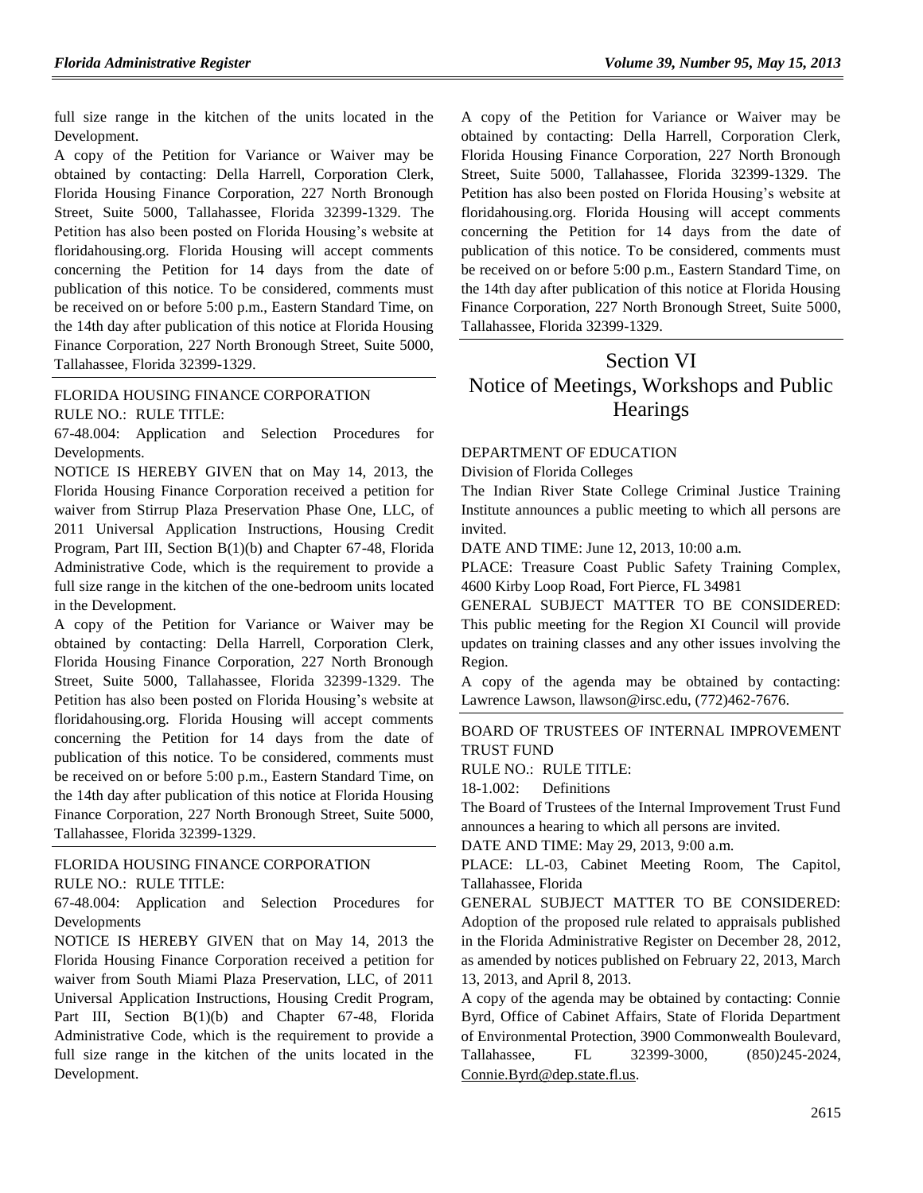full size range in the kitchen of the units located in the Development.

A copy of the Petition for Variance or Waiver may be obtained by contacting: Della Harrell, Corporation Clerk, Florida Housing Finance Corporation, 227 North Bronough Street, Suite 5000, Tallahassee, Florida 32399-1329. The Petition has also been posted on Florida Housing's website at floridahousing.org. Florida Housing will accept comments concerning the Petition for 14 days from the date of publication of this notice. To be considered, comments must be received on or before 5:00 p.m., Eastern Standard Time, on the 14th day after publication of this notice at Florida Housing Finance Corporation, 227 North Bronough Street, Suite 5000, Tallahassee, Florida 32399-1329.

FLORIDA HOUSING FINANCE CORPORATION

RULE NO.: RULE TITLE:

67-48.004: Application and Selection Procedures for Developments.

NOTICE IS HEREBY GIVEN that on May 14, 2013, the Florida Housing Finance Corporation received a petition for waiver from Stirrup Plaza Preservation Phase One, LLC, of 2011 Universal Application Instructions, Housing Credit Program, Part III, Section B(1)(b) and Chapter 67-48, Florida Administrative Code, which is the requirement to provide a full size range in the kitchen of the one-bedroom units located in the Development.

A copy of the Petition for Variance or Waiver may be obtained by contacting: Della Harrell, Corporation Clerk, Florida Housing Finance Corporation, 227 North Bronough Street, Suite 5000, Tallahassee, Florida 32399-1329. The Petition has also been posted on Florida Housing's website at floridahousing.org. Florida Housing will accept comments concerning the Petition for 14 days from the date of publication of this notice. To be considered, comments must be received on or before 5:00 p.m., Eastern Standard Time, on the 14th day after publication of this notice at Florida Housing Finance Corporation, 227 North Bronough Street, Suite 5000, Tallahassee, Florida 32399-1329.

FLORIDA HOUSING FINANCE CORPORATION

RULE NO.: RULE TITLE:

67-48.004: Application and Selection Procedures for Developments

NOTICE IS HEREBY GIVEN that on May 14, 2013 the Florida Housing Finance Corporation received a petition for waiver from South Miami Plaza Preservation, LLC, of 2011 Universal Application Instructions, Housing Credit Program, Part III, Section B(1)(b) and Chapter 67-48, Florida Administrative Code, which is the requirement to provide a full size range in the kitchen of the units located in the Development.

A copy of the Petition for Variance or Waiver may be obtained by contacting: Della Harrell, Corporation Clerk, Florida Housing Finance Corporation, 227 North Bronough Street, Suite 5000, Tallahassee, Florida 32399-1329. The Petition has also been posted on Florida Housing's website at floridahousing.org. Florida Housing will accept comments concerning the Petition for 14 days from the date of publication of this notice. To be considered, comments must be received on or before 5:00 p.m., Eastern Standard Time, on the 14th day after publication of this notice at Florida Housing Finance Corporation, 227 North Bronough Street, Suite 5000, Tallahassee, Florida 32399-1329.

# Section VI
# Notice of Meetings, Workshops and Public Hearings

DEPARTMENT OF EDUCATION

Division of Florida Colleges

The Indian River State College Criminal Justice Training Institute announces a public meeting to which all persons are invited.

DATE AND TIME: June 12, 2013, 10:00 a.m.

PLACE: Treasure Coast Public Safety Training Complex, 4600 Kirby Loop Road, Fort Pierce, FL 34981

GENERAL SUBJECT MATTER TO BE CONSIDERED: This public meeting for the Region XI Council will provide updates on training classes and any other issues involving the Region.

A copy of the agenda may be obtained by contacting: Lawrence Lawson, llawson@irsc.edu, (772)462-7676.

BOARD OF TRUSTEES OF INTERNAL IMPROVEMENT TRUST FUND

RULE NO.: RULE TITLE:

18-1.002: Definitions

The Board of Trustees of the Internal Improvement Trust Fund announces a hearing to which all persons are invited.

DATE AND TIME: May 29, 2013, 9:00 a.m.

PLACE: LL-03, Cabinet Meeting Room, The Capitol, Tallahassee, Florida

GENERAL SUBJECT MATTER TO BE CONSIDERED: Adoption of the proposed rule related to appraisals published in the Florida Administrative Register on December 28, 2012, as amended by notices published on February 22, 2013, March 13, 2013, and April 8, 2013.

A copy of the agenda may be obtained by contacting: Connie Byrd, Office of Cabinet Affairs, State of Florida Department of Environmental Protection, 3900 Commonwealth Boulevard, Tallahassee, FL 32399-3000, (850)245-2024, Connie.Byrd@dep.state.fl.us.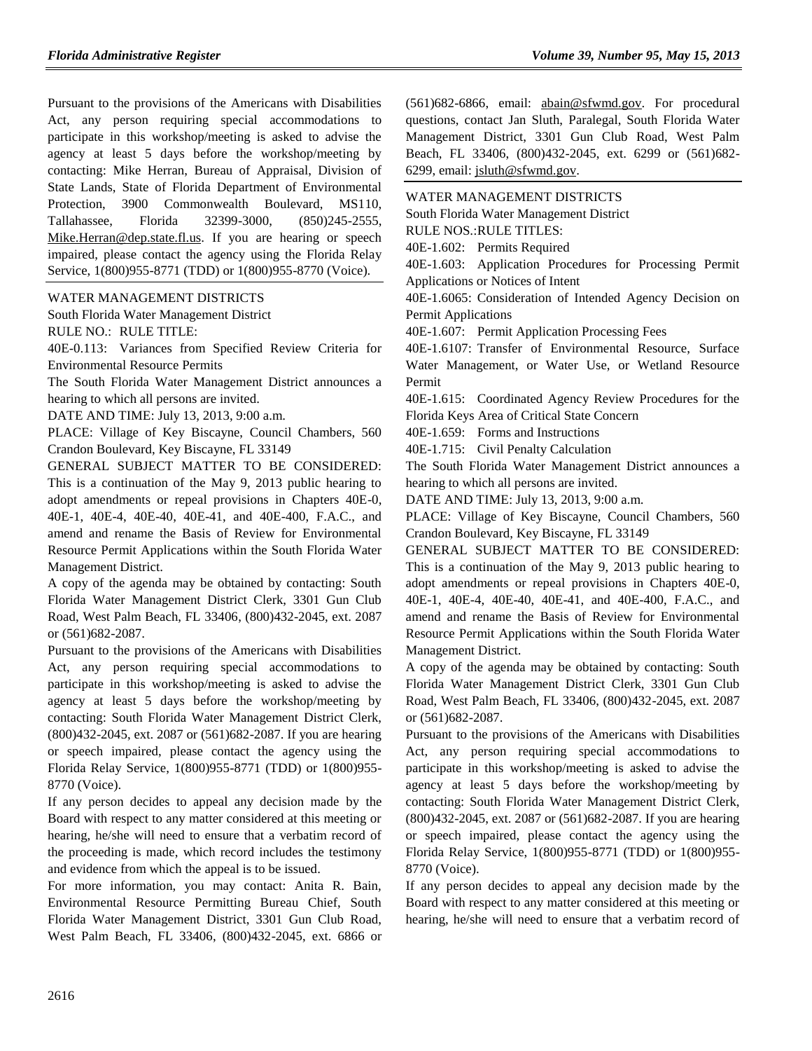Pursuant to the provisions of the Americans with Disabilities Act, any person requiring special accommodations to participate in this workshop/meeting is asked to advise the agency at least 5 days before the workshop/meeting by contacting: Mike Herran, Bureau of Appraisal, Division of State Lands, State of Florida Department of Environmental Protection, 3900 Commonwealth Boulevard, MS110, Tallahassee, Florida 32399-3000, (850)245-2555, Mike.Herran@dep.state.fl.us. If you are hearing or speech impaired, please contact the agency using the Florida Relay Service, 1(800)955-8771 (TDD) or 1(800)955-8770 (Voice).

WATER MANAGEMENT DISTRICTS

South Florida Water Management District

RULE NO.: RULE TITLE:

40E-0.113: Variances from Specified Review Criteria for Environmental Resource Permits

The South Florida Water Management District announces a hearing to which all persons are invited.

DATE AND TIME: July 13, 2013, 9:00 a.m.

PLACE: Village of Key Biscayne, Council Chambers, 560 Crandon Boulevard, Key Biscayne, FL 33149

GENERAL SUBJECT MATTER TO BE CONSIDERED: This is a continuation of the May 9, 2013 public hearing to adopt amendments or repeal provisions in Chapters 40E-0, 40E-1, 40E-4, 40E-40, 40E-41, and 40E-400, F.A.C., and amend and rename the Basis of Review for Environmental Resource Permit Applications within the South Florida Water Management District.

A copy of the agenda may be obtained by contacting: South Florida Water Management District Clerk, 3301 Gun Club Road, West Palm Beach, FL 33406, (800)432-2045, ext. 2087 or (561)682-2087.

Pursuant to the provisions of the Americans with Disabilities Act, any person requiring special accommodations to participate in this workshop/meeting is asked to advise the agency at least 5 days before the workshop/meeting by contacting: South Florida Water Management District Clerk, (800)432-2045, ext. 2087 or (561)682-2087. If you are hearing or speech impaired, please contact the agency using the Florida Relay Service, 1(800)955-8771 (TDD) or 1(800)955-8770 (Voice).

If any person decides to appeal any decision made by the Board with respect to any matter considered at this meeting or hearing, he/she will need to ensure that a verbatim record of the proceeding is made, which record includes the testimony and evidence from which the appeal is to be issued.

For more information, you may contact: Anita R. Bain, Environmental Resource Permitting Bureau Chief, South Florida Water Management District, 3301 Gun Club Road, West Palm Beach, FL 33406, (800)432-2045, ext. 6866 or (561)682-6866, email: abain@sfwmd.gov. For procedural questions, contact Jan Sluth, Paralegal, South Florida Water Management District, 3301 Gun Club Road, West Palm Beach, FL 33406, (800)432-2045, ext. 6299 or (561)682-6299, email: jsluth@sfwmd.gov.

WATER MANAGEMENT DISTRICTS

South Florida Water Management District

RULE NOS.:RULE TITLES:

40E-1.602: Permits Required

40E-1.603: Application Procedures for Processing Permit Applications or Notices of Intent

40E-1.6065: Consideration of Intended Agency Decision on Permit Applications

40E-1.607: Permit Application Processing Fees

40E-1.6107: Transfer of Environmental Resource, Surface Water Management, or Water Use, or Wetland Resource Permit

40E-1.615: Coordinated Agency Review Procedures for the Florida Keys Area of Critical State Concern

40E-1.659: Forms and Instructions

40E-1.715: Civil Penalty Calculation

The South Florida Water Management District announces a hearing to which all persons are invited.

DATE AND TIME: July 13, 2013, 9:00 a.m.

PLACE: Village of Key Biscayne, Council Chambers, 560 Crandon Boulevard, Key Biscayne, FL 33149

GENERAL SUBJECT MATTER TO BE CONSIDERED: This is a continuation of the May 9, 2013 public hearing to adopt amendments or repeal provisions in Chapters 40E-0, 40E-1, 40E-4, 40E-40, 40E-41, and 40E-400, F.A.C., and amend and rename the Basis of Review for Environmental Resource Permit Applications within the South Florida Water Management District.

A copy of the agenda may be obtained by contacting: South Florida Water Management District Clerk, 3301 Gun Club Road, West Palm Beach, FL 33406, (800)432-2045, ext. 2087 or (561)682-2087.

Pursuant to the provisions of the Americans with Disabilities Act, any person requiring special accommodations to participate in this workshop/meeting is asked to advise the agency at least 5 days before the workshop/meeting by contacting: South Florida Water Management District Clerk, (800)432-2045, ext. 2087 or (561)682-2087. If you are hearing or speech impaired, please contact the agency using the Florida Relay Service, 1(800)955-8771 (TDD) or 1(800)955-8770 (Voice).

If any person decides to appeal any decision made by the Board with respect to any matter considered at this meeting or hearing, he/she will need to ensure that a verbatim record of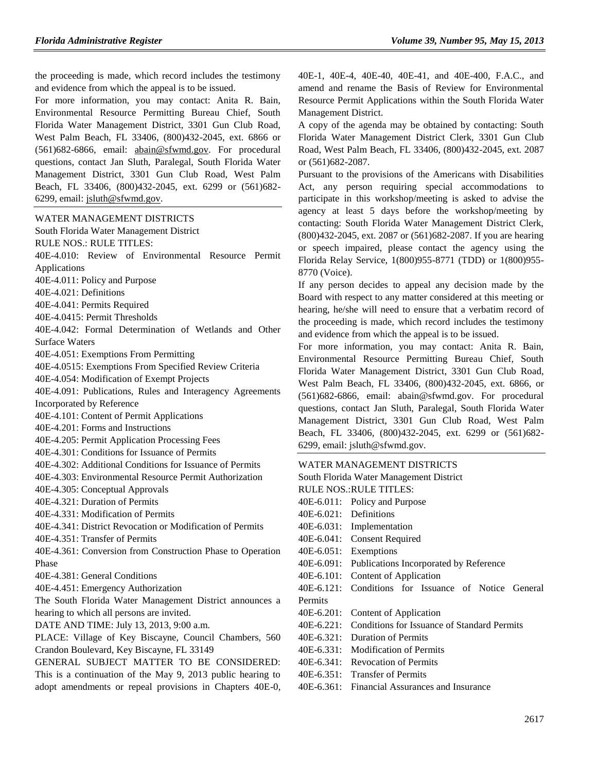the proceeding is made, which record includes the testimony and evidence from which the appeal is to be issued.

For more information, you may contact: Anita R. Bain, Environmental Resource Permitting Bureau Chief, South Florida Water Management District, 3301 Gun Club Road, West Palm Beach, FL 33406, (800)432-2045, ext. 6866 or (561)682-6866, email: abain@sfwmd.gov. For procedural questions, contact Jan Sluth, Paralegal, South Florida Water Management District, 3301 Gun Club Road, West Palm Beach, FL 33406, (800)432-2045, ext. 6299 or (561)682-6299, email: jsluth@sfwmd.gov.

---

WATER MANAGEMENT DISTRICTS

South Florida Water Management District

RULE NOS.: RULE TITLES:

40E-4.010: Review of Environmental Resource Permit Applications
40E-4.011: Policy and Purpose
40E-4.021: Definitions
40E-4.041: Permits Required
40E-4.0415: Permit Thresholds
40E-4.042: Formal Determination of Wetlands and Other Surface Waters
40E-4.051: Exemptions From Permitting
40E-4.0515: Exemptions From Specified Review Criteria
40E-4.054: Modification of Exempt Projects
40E-4.091: Publications, Rules and Interagency Agreements Incorporated by Reference
40E-4.101: Content of Permit Applications
40E-4.201: Forms and Instructions
40E-4.205: Permit Application Processing Fees
40E-4.301: Conditions for Issuance of Permits
40E-4.302: Additional Conditions for Issuance of Permits
40E-4.303: Environmental Resource Permit Authorization
40E-4.305: Conceptual Approvals
40E-4.321: Duration of Permits
40E-4.331: Modification of Permits
40E-4.341: District Revocation or Modification of Permits
40E-4.351: Transfer of Permits
40E-4.361: Conversion from Construction Phase to Operation Phase
40E-4.381: General Conditions
40E-4.451: Emergency Authorization

The South Florida Water Management District announces a hearing to which all persons are invited.

DATE AND TIME: July 13, 2013, 9:00 a.m.

PLACE: Village of Key Biscayne, Council Chambers, 560 Crandon Boulevard, Key Biscayne, FL 33149

GENERAL SUBJECT MATTER TO BE CONSIDERED: This is a continuation of the May 9, 2013 public hearing to adopt amendments or repeal provisions in Chapters 40E-0, 40E-1, 40E-4, 40E-40, 40E-41, and 40E-400, F.A.C., and amend and rename the Basis of Review for Environmental Resource Permit Applications within the South Florida Water Management District.

A copy of the agenda may be obtained by contacting: South Florida Water Management District Clerk, 3301 Gun Club Road, West Palm Beach, FL 33406, (800)432-2045, ext. 2087 or (561)682-2087.

Pursuant to the provisions of the Americans with Disabilities Act, any person requiring special accommodations to participate in this workshop/meeting is asked to advise the agency at least 5 days before the workshop/meeting by contacting: South Florida Water Management District Clerk, (800)432-2045, ext. 2087 or (561)682-2087. If you are hearing or speech impaired, please contact the agency using the Florida Relay Service, 1(800)955-8771 (TDD) or 1(800)955-8770 (Voice).

If any person decides to appeal any decision made by the Board with respect to any matter considered at this meeting or hearing, he/she will need to ensure that a verbatim record of the proceeding is made, which record includes the testimony and evidence from which the appeal is to be issued.

For more information, you may contact: Anita R. Bain, Environmental Resource Permitting Bureau Chief, South Florida Water Management District, 3301 Gun Club Road, West Palm Beach, FL 33406, (800)432-2045, ext. 6866, or (561)682-6866, email: abain@sfwmd.gov. For procedural questions, contact Jan Sluth, Paralegal, South Florida Water Management District, 3301 Gun Club Road, West Palm Beach, FL 33406, (800)432-2045, ext. 6299 or (561)682-6299, email: jsluth@sfwmd.gov.

---

WATER MANAGEMENT DISTRICTS

South Florida Water Management District

RULE NOS.:RULE TITLES:

40E-6.011: Policy and Purpose
40E-6.021: Definitions
40E-6.031: Implementation
40E-6.041: Consent Required
40E-6.051: Exemptions
40E-6.091: Publications Incorporated by Reference
40E-6.101: Content of Application
40E-6.121: Conditions for Issuance of Notice General Permits
40E-6.201: Content of Application
40E-6.221: Conditions for Issuance of Standard Permits
40E-6.321: Duration of Permits
40E-6.331: Modification of Permits
40E-6.341: Revocation of Permits
40E-6.351: Transfer of Permits
40E-6.361: Financial Assurances and Insurance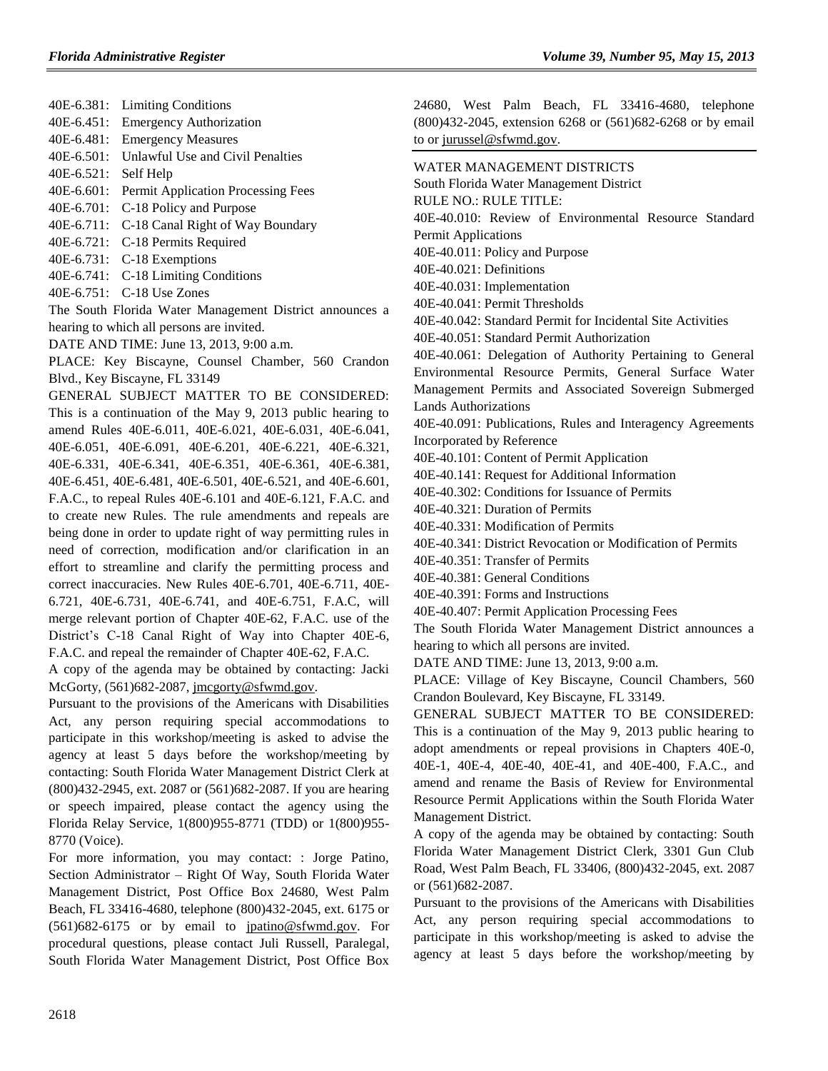40E-6.381: Limiting Conditions
40E-6.451: Emergency Authorization
40E-6.481: Emergency Measures
40E-6.501: Unlawful Use and Civil Penalties
40E-6.521: Self Help
40E-6.601: Permit Application Processing Fees
40E-6.701: C-18 Policy and Purpose
40E-6.711: C-18 Canal Right of Way Boundary
40E-6.721: C-18 Permits Required
40E-6.731: C-18 Exemptions
40E-6.741: C-18 Limiting Conditions
40E-6.751: C-18 Use Zones

The South Florida Water Management District announces a hearing to which all persons are invited.

DATE AND TIME: June 13, 2013, 9:00 a.m.

PLACE: Key Biscayne, Counsel Chamber, 560 Crandon Blvd., Key Biscayne, FL 33149

GENERAL SUBJECT MATTER TO BE CONSIDERED: This is a continuation of the May 9, 2013 public hearing to amend Rules 40E-6.011, 40E-6.021, 40E-6.031, 40E-6.041, 40E-6.051, 40E-6.091, 40E-6.201, 40E-6.221, 40E-6.321, 40E-6.331, 40E-6.341, 40E-6.351, 40E-6.361, 40E-6.381, 40E-6.451, 40E-6.481, 40E-6.501, 40E-6.521, and 40E-6.601, F.A.C., to repeal Rules 40E-6.101 and 40E-6.121, F.A.C. and to create new Rules. The rule amendments and repeals are being done in order to update right of way permitting rules in need of correction, modification and/or clarification in an effort to streamline and clarify the permitting process and correct inaccuracies. New Rules 40E-6.701, 40E-6.711, 40E-6.721, 40E-6.731, 40E-6.741, and 40E-6.751, F.A.C, will merge relevant portion of Chapter 40E-62, F.A.C. use of the District's C-18 Canal Right of Way into Chapter 40E-6, F.A.C. and repeal the remainder of Chapter 40E-62, F.A.C.

A copy of the agenda may be obtained by contacting: Jacki McGorty, (561)682-2087, jmcgorty@sfwmd.gov.

Pursuant to the provisions of the Americans with Disabilities Act, any person requiring special accommodations to participate in this workshop/meeting is asked to advise the agency at least 5 days before the workshop/meeting by contacting: South Florida Water Management District Clerk at (800)432-2945, ext. 2087 or (561)682-2087. If you are hearing or speech impaired, please contact the agency using the Florida Relay Service, 1(800)955-8771 (TDD) or 1(800)955-8770 (Voice).

For more information, you may contact: : Jorge Patino, Section Administrator – Right Of Way, South Florida Water Management District, Post Office Box 24680, West Palm Beach, FL 33416-4680, telephone (800)432-2045, ext. 6175 or (561)682-6175 or by email to jpatino@sfwmd.gov. For procedural questions, please contact Juli Russell, Paralegal, South Florida Water Management District, Post Office Box 24680, West Palm Beach, FL 33416-4680, telephone (800)432-2045, extension 6268 or (561)682-6268 or by email to or jurussel@sfwmd.gov.

---

WATER MANAGEMENT DISTRICTS

South Florida Water Management District

RULE NO.: RULE TITLE:

40E-40.010: Review of Environmental Resource Standard Permit Applications
40E-40.011: Policy and Purpose
40E-40.021: Definitions
40E-40.031: Implementation
40E-40.041: Permit Thresholds
40E-40.042: Standard Permit for Incidental Site Activities
40E-40.051: Standard Permit Authorization
40E-40.061: Delegation of Authority Pertaining to General Environmental Resource Permits, General Surface Water Management Permits and Associated Sovereign Submerged Lands Authorizations
40E-40.091: Publications, Rules and Interagency Agreements Incorporated by Reference
40E-40.101: Content of Permit Application
40E-40.141: Request for Additional Information
40E-40.302: Conditions for Issuance of Permits
40E-40.321: Duration of Permits
40E-40.331: Modification of Permits
40E-40.341: District Revocation or Modification of Permits
40E-40.351: Transfer of Permits
40E-40.381: General Conditions
40E-40.391: Forms and Instructions
40E-40.407: Permit Application Processing Fees

The South Florida Water Management District announces a hearing to which all persons are invited.

DATE AND TIME: June 13, 2013, 9:00 a.m.

PLACE: Village of Key Biscayne, Council Chambers, 560 Crandon Boulevard, Key Biscayne, FL 33149.

GENERAL SUBJECT MATTER TO BE CONSIDERED: This is a continuation of the May 9, 2013 public hearing to adopt amendments or repeal provisions in Chapters 40E-0, 40E-1, 40E-4, 40E-40, 40E-41, and 40E-400, F.A.C., and amend and rename the Basis of Review for Environmental Resource Permit Applications within the South Florida Water Management District.

A copy of the agenda may be obtained by contacting: South Florida Water Management District Clerk, 3301 Gun Club Road, West Palm Beach, FL 33406, (800)432-2045, ext. 2087 or (561)682-2087.

Pursuant to the provisions of the Americans with Disabilities Act, any person requiring special accommodations to participate in this workshop/meeting is asked to advise the agency at least 5 days before the workshop/meeting by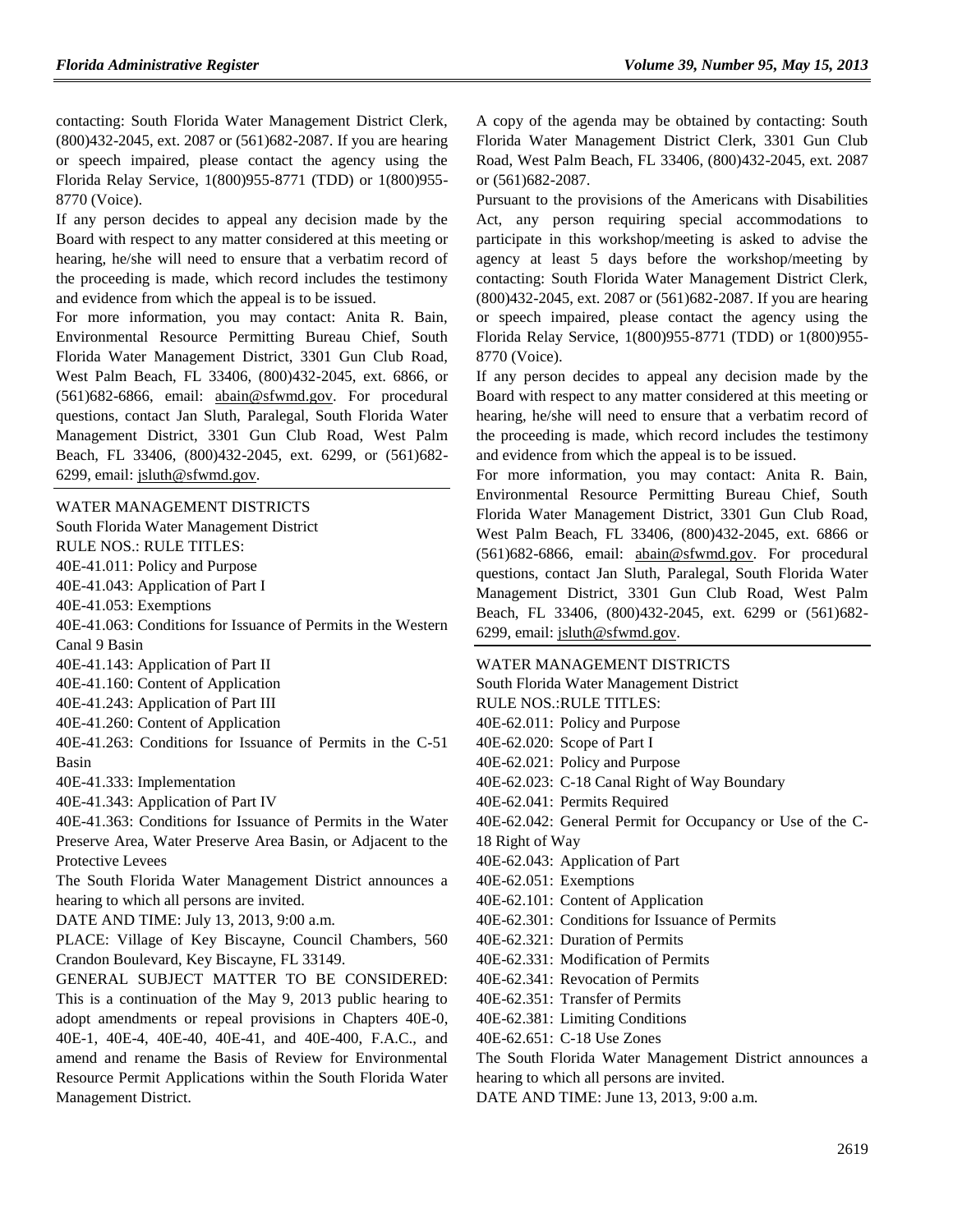contacting: South Florida Water Management District Clerk, (800)432-2045, ext. 2087 or (561)682-2087. If you are hearing or speech impaired, please contact the agency using the Florida Relay Service, 1(800)955-8771 (TDD) or 1(800)955-8770 (Voice).

If any person decides to appeal any decision made by the Board with respect to any matter considered at this meeting or hearing, he/she will need to ensure that a verbatim record of the proceeding is made, which record includes the testimony and evidence from which the appeal is to be issued.

For more information, you may contact: Anita R. Bain, Environmental Resource Permitting Bureau Chief, South Florida Water Management District, 3301 Gun Club Road, West Palm Beach, FL 33406, (800)432-2045, ext. 6866, or (561)682-6866, email: abain@sfwmd.gov. For procedural questions, contact Jan Sluth, Paralegal, South Florida Water Management District, 3301 Gun Club Road, West Palm Beach, FL 33406, (800)432-2045, ext. 6299, or (561)682-6299, email: jsluth@sfwmd.gov.

---

WATER MANAGEMENT DISTRICTS

South Florida Water Management District

RULE NOS.: RULE TITLES:

40E-41.011: Policy and Purpose

40E-41.043: Application of Part I

40E-41.053: Exemptions

40E-41.063: Conditions for Issuance of Permits in the Western Canal 9 Basin

40E-41.143: Application of Part II

40E-41.160: Content of Application

40E-41.243: Application of Part III

40E-41.260: Content of Application

40E-41.263: Conditions for Issuance of Permits in the C-51 Basin

40E-41.333: Implementation

40E-41.343: Application of Part IV

40E-41.363: Conditions for Issuance of Permits in the Water Preserve Area, Water Preserve Area Basin, or Adjacent to the Protective Levees

The South Florida Water Management District announces a hearing to which all persons are invited.

DATE AND TIME: July 13, 2013, 9:00 a.m.

PLACE: Village of Key Biscayne, Council Chambers, 560 Crandon Boulevard, Key Biscayne, FL 33149.

GENERAL SUBJECT MATTER TO BE CONSIDERED: This is a continuation of the May 9, 2013 public hearing to adopt amendments or repeal provisions in Chapters 40E-0, 40E-1, 40E-4, 40E-40, 40E-41, and 40E-400, F.A.C., and amend and rename the Basis of Review for Environmental Resource Permit Applications within the South Florida Water Management District.

A copy of the agenda may be obtained by contacting: South Florida Water Management District Clerk, 3301 Gun Club Road, West Palm Beach, FL 33406, (800)432-2045, ext. 2087 or (561)682-2087.

Pursuant to the provisions of the Americans with Disabilities Act, any person requiring special accommodations to participate in this workshop/meeting is asked to advise the agency at least 5 days before the workshop/meeting by contacting: South Florida Water Management District Clerk, (800)432-2045, ext. 2087 or (561)682-2087. If you are hearing or speech impaired, please contact the agency using the Florida Relay Service, 1(800)955-8771 (TDD) or 1(800)955-8770 (Voice).

If any person decides to appeal any decision made by the Board with respect to any matter considered at this meeting or hearing, he/she will need to ensure that a verbatim record of the proceeding is made, which record includes the testimony and evidence from which the appeal is to be issued.

For more information, you may contact: Anita R. Bain, Environmental Resource Permitting Bureau Chief, South Florida Water Management District, 3301 Gun Club Road, West Palm Beach, FL 33406, (800)432-2045, ext. 6866 or (561)682-6866, email: abain@sfwmd.gov. For procedural questions, contact Jan Sluth, Paralegal, South Florida Water Management District, 3301 Gun Club Road, West Palm Beach, FL 33406, (800)432-2045, ext. 6299 or (561)682-6299, email: jsluth@sfwmd.gov.

---

WATER MANAGEMENT DISTRICTS

South Florida Water Management District

RULE NOS.:RULE TITLES:

40E-62.011: Policy and Purpose

40E-62.020: Scope of Part I

40E-62.021: Policy and Purpose

40E-62.023: C-18 Canal Right of Way Boundary

40E-62.041: Permits Required

40E-62.042: General Permit for Occupancy or Use of the C-18 Right of Way

40E-62.043: Application of Part

40E-62.051: Exemptions

40E-62.101: Content of Application

40E-62.301: Conditions for Issuance of Permits

40E-62.321: Duration of Permits

40E-62.331: Modification of Permits

40E-62.341: Revocation of Permits

40E-62.351: Transfer of Permits

40E-62.381: Limiting Conditions

40E-62.651: C-18 Use Zones

The South Florida Water Management District announces a hearing to which all persons are invited.

DATE AND TIME: June 13, 2013, 9:00 a.m.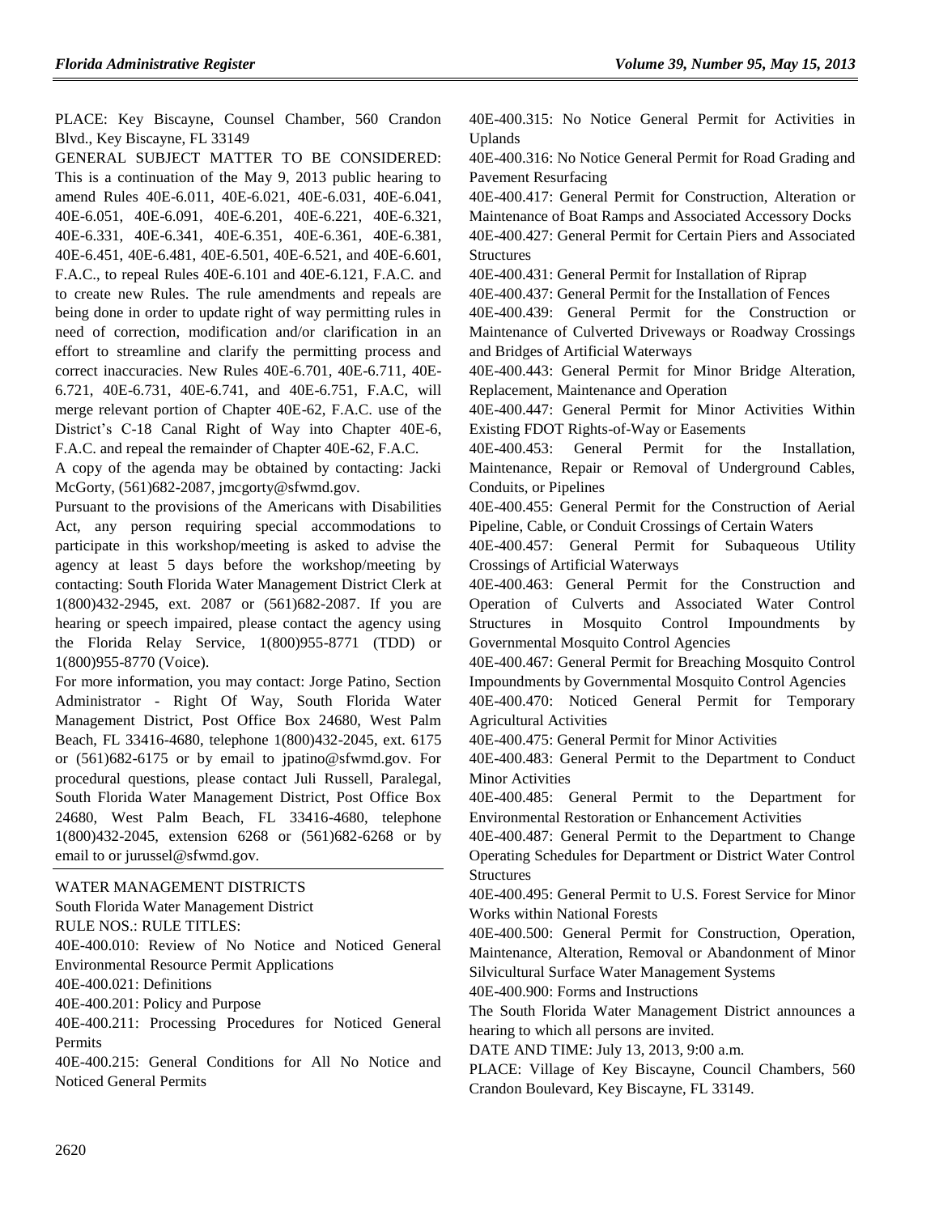PLACE: Key Biscayne, Counsel Chamber, 560 Crandon Blvd., Key Biscayne, FL 33149

GENERAL SUBJECT MATTER TO BE CONSIDERED: This is a continuation of the May 9, 2013 public hearing to amend Rules 40E-6.011, 40E-6.021, 40E-6.031, 40E-6.041, 40E-6.051, 40E-6.091, 40E-6.201, 40E-6.221, 40E-6.321, 40E-6.331, 40E-6.341, 40E-6.351, 40E-6.361, 40E-6.381, 40E-6.451, 40E-6.481, 40E-6.501, 40E-6.521, and 40E-6.601, F.A.C., to repeal Rules 40E-6.101 and 40E-6.121, F.A.C. and to create new Rules. The rule amendments and repeals are being done in order to update right of way permitting rules in need of correction, modification and/or clarification in an effort to streamline and clarify the permitting process and correct inaccuracies. New Rules 40E-6.701, 40E-6.711, 40E-6.721, 40E-6.731, 40E-6.741, and 40E-6.751, F.A.C, will merge relevant portion of Chapter 40E-62, F.A.C. use of the District's C-18 Canal Right of Way into Chapter 40E-6, F.A.C. and repeal the remainder of Chapter 40E-62, F.A.C.

A copy of the agenda may be obtained by contacting: Jacki McGorty, (561)682-2087, jmcgorty@sfwmd.gov.

Pursuant to the provisions of the Americans with Disabilities Act, any person requiring special accommodations to participate in this workshop/meeting is asked to advise the agency at least 5 days before the workshop/meeting by contacting: South Florida Water Management District Clerk at 1(800)432-2945, ext. 2087 or (561)682-2087. If you are hearing or speech impaired, please contact the agency using the Florida Relay Service, 1(800)955-8771 (TDD) or 1(800)955-8770 (Voice).

For more information, you may contact: Jorge Patino, Section Administrator - Right Of Way, South Florida Water Management District, Post Office Box 24680, West Palm Beach, FL 33416-4680, telephone 1(800)432-2045, ext. 6175 or (561)682-6175 or by email to jpatino@sfwmd.gov. For procedural questions, please contact Juli Russell, Paralegal, South Florida Water Management District, Post Office Box 24680, West Palm Beach, FL 33416-4680, telephone 1(800)432-2045, extension 6268 or (561)682-6268 or by email to or jurussel@sfwmd.gov.

---

WATER MANAGEMENT DISTRICTS

South Florida Water Management District

RULE NOS.: RULE TITLES:

40E-400.010: Review of No Notice and Noticed General Environmental Resource Permit Applications

40E-400.021: Definitions

40E-400.201: Policy and Purpose

40E-400.211: Processing Procedures for Noticed General Permits

40E-400.215: General Conditions for All No Notice and Noticed General Permits

40E-400.315: No Notice General Permit for Activities in Uplands

40E-400.316: No Notice General Permit for Road Grading and Pavement Resurfacing

40E-400.417: General Permit for Construction, Alteration or Maintenance of Boat Ramps and Associated Accessory Docks

40E-400.427: General Permit for Certain Piers and Associated Structures

40E-400.431: General Permit for Installation of Riprap

40E-400.437: General Permit for the Installation of Fences

40E-400.439: General Permit for the Construction or Maintenance of Culverted Driveways or Roadway Crossings and Bridges of Artificial Waterways

40E-400.443: General Permit for Minor Bridge Alteration, Replacement, Maintenance and Operation

40E-400.447: General Permit for Minor Activities Within Existing FDOT Rights-of-Way or Easements

40E-400.453: General Permit for the Installation, Maintenance, Repair or Removal of Underground Cables, Conduits, or Pipelines

40E-400.455: General Permit for the Construction of Aerial Pipeline, Cable, or Conduit Crossings of Certain Waters

40E-400.457: General Permit for Subaqueous Utility Crossings of Artificial Waterways

40E-400.463: General Permit for the Construction and Operation of Culverts and Associated Water Control Structures in Mosquito Control Impoundments by Governmental Mosquito Control Agencies

40E-400.467: General Permit for Breaching Mosquito Control Impoundments by Governmental Mosquito Control Agencies

40E-400.470: Noticed General Permit for Temporary Agricultural Activities

40E-400.475: General Permit for Minor Activities

40E-400.483: General Permit to the Department to Conduct Minor Activities

40E-400.485: General Permit to the Department for Environmental Restoration or Enhancement Activities

40E-400.487: General Permit to the Department to Change Operating Schedules for Department or District Water Control Structures

40E-400.495: General Permit to U.S. Forest Service for Minor Works within National Forests

40E-400.500: General Permit for Construction, Operation, Maintenance, Alteration, Removal or Abandonment of Minor Silvicultural Surface Water Management Systems

40E-400.900: Forms and Instructions

The South Florida Water Management District announces a hearing to which all persons are invited.

DATE AND TIME: July 13, 2013, 9:00 a.m.

PLACE: Village of Key Biscayne, Council Chambers, 560 Crandon Boulevard, Key Biscayne, FL 33149.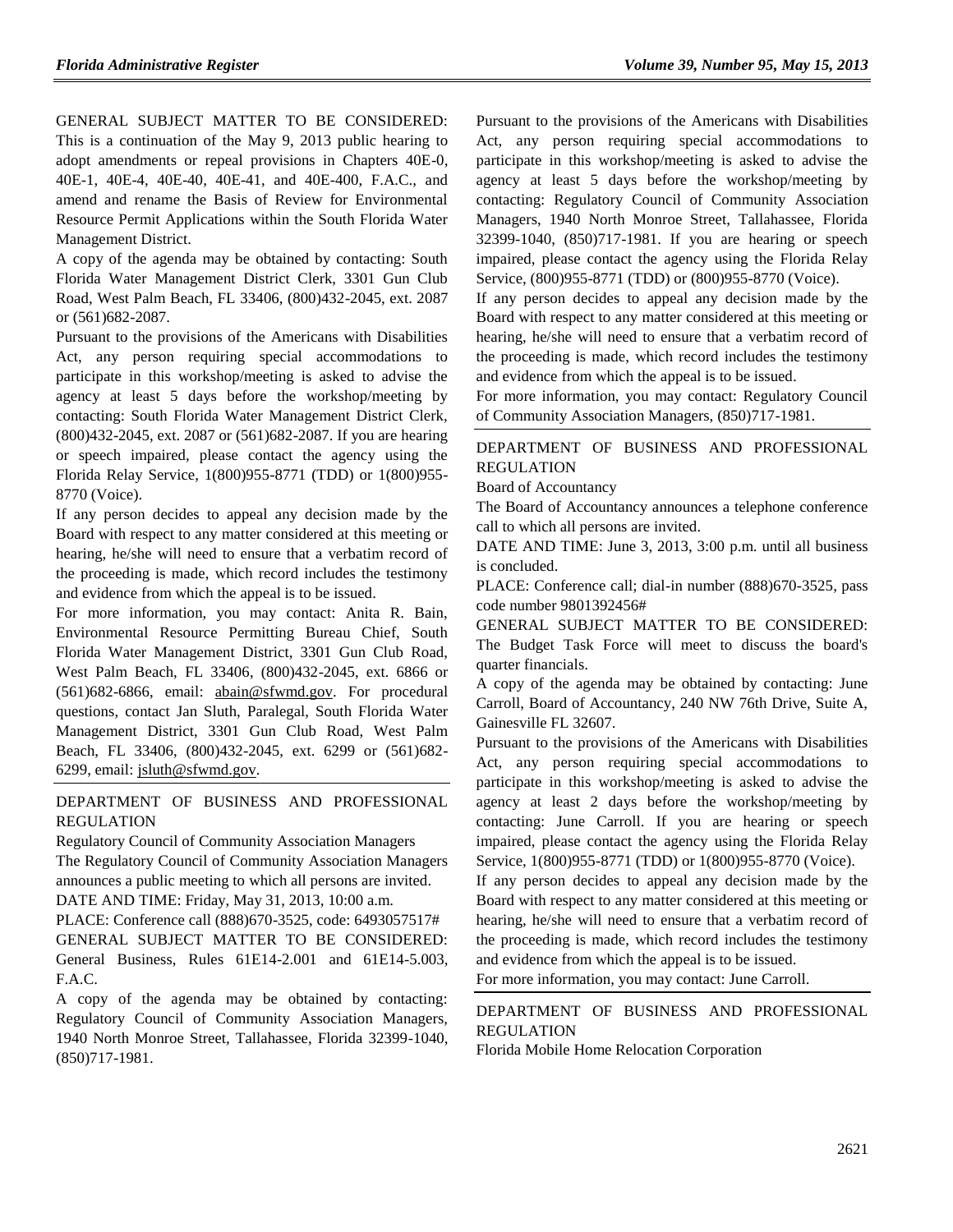GENERAL SUBJECT MATTER TO BE CONSIDERED: This is a continuation of the May 9, 2013 public hearing to adopt amendments or repeal provisions in Chapters 40E-0, 40E-1, 40E-4, 40E-40, 40E-41, and 40E-400, F.A.C., and amend and rename the Basis of Review for Environmental Resource Permit Applications within the South Florida Water Management District.

A copy of the agenda may be obtained by contacting: South Florida Water Management District Clerk, 3301 Gun Club Road, West Palm Beach, FL 33406, (800)432-2045, ext. 2087 or (561)682-2087.

Pursuant to the provisions of the Americans with Disabilities Act, any person requiring special accommodations to participate in this workshop/meeting is asked to advise the agency at least 5 days before the workshop/meeting by contacting: South Florida Water Management District Clerk, (800)432-2045, ext. 2087 or (561)682-2087. If you are hearing or speech impaired, please contact the agency using the Florida Relay Service, 1(800)955-8771 (TDD) or 1(800)955-8770 (Voice).

If any person decides to appeal any decision made by the Board with respect to any matter considered at this meeting or hearing, he/she will need to ensure that a verbatim record of the proceeding is made, which record includes the testimony and evidence from which the appeal is to be issued.

For more information, you may contact: Anita R. Bain, Environmental Resource Permitting Bureau Chief, South Florida Water Management District, 3301 Gun Club Road, West Palm Beach, FL 33406, (800)432-2045, ext. 6866 or (561)682-6866, email: abain@sfwmd.gov. For procedural questions, contact Jan Sluth, Paralegal, South Florida Water Management District, 3301 Gun Club Road, West Palm Beach, FL 33406, (800)432-2045, ext. 6299 or (561)682-6299, email: jsluth@sfwmd.gov.

---

DEPARTMENT OF BUSINESS AND PROFESSIONAL REGULATION

Regulatory Council of Community Association Managers

The Regulatory Council of Community Association Managers announces a public meeting to which all persons are invited.

DATE AND TIME: Friday, May 31, 2013, 10:00 a.m.

PLACE: Conference call (888)670-3525, code: 6493057517#

GENERAL SUBJECT MATTER TO BE CONSIDERED: General Business, Rules 61E14-2.001 and 61E14-5.003, F.A.C.

A copy of the agenda may be obtained by contacting: Regulatory Council of Community Association Managers, 1940 North Monroe Street, Tallahassee, Florida 32399-1040, (850)717-1981.

Pursuant to the provisions of the Americans with Disabilities Act, any person requiring special accommodations to participate in this workshop/meeting is asked to advise the agency at least 5 days before the workshop/meeting by contacting: Regulatory Council of Community Association Managers, 1940 North Monroe Street, Tallahassee, Florida 32399-1040, (850)717-1981. If you are hearing or speech impaired, please contact the agency using the Florida Relay Service, (800)955-8771 (TDD) or (800)955-8770 (Voice).

If any person decides to appeal any decision made by the Board with respect to any matter considered at this meeting or hearing, he/she will need to ensure that a verbatim record of the proceeding is made, which record includes the testimony and evidence from which the appeal is to be issued.

For more information, you may contact: Regulatory Council of Community Association Managers, (850)717-1981.

---

DEPARTMENT OF BUSINESS AND PROFESSIONAL REGULATION

Board of Accountancy

The Board of Accountancy announces a telephone conference call to which all persons are invited.

DATE AND TIME: June 3, 2013, 3:00 p.m. until all business is concluded.

PLACE: Conference call; dial-in number (888)670-3525, pass code number 9801392456#

GENERAL SUBJECT MATTER TO BE CONSIDERED: The Budget Task Force will meet to discuss the board's quarter financials.

A copy of the agenda may be obtained by contacting: June Carroll, Board of Accountancy, 240 NW 76th Drive, Suite A, Gainesville FL 32607.

Pursuant to the provisions of the Americans with Disabilities Act, any person requiring special accommodations to participate in this workshop/meeting is asked to advise the agency at least 2 days before the workshop/meeting by contacting: June Carroll. If you are hearing or speech impaired, please contact the agency using the Florida Relay Service, 1(800)955-8771 (TDD) or 1(800)955-8770 (Voice).

If any person decides to appeal any decision made by the Board with respect to any matter considered at this meeting or hearing, he/she will need to ensure that a verbatim record of the proceeding is made, which record includes the testimony and evidence from which the appeal is to be issued.

For more information, you may contact: June Carroll.

---

DEPARTMENT OF BUSINESS AND PROFESSIONAL REGULATION

Florida Mobile Home Relocation Corporation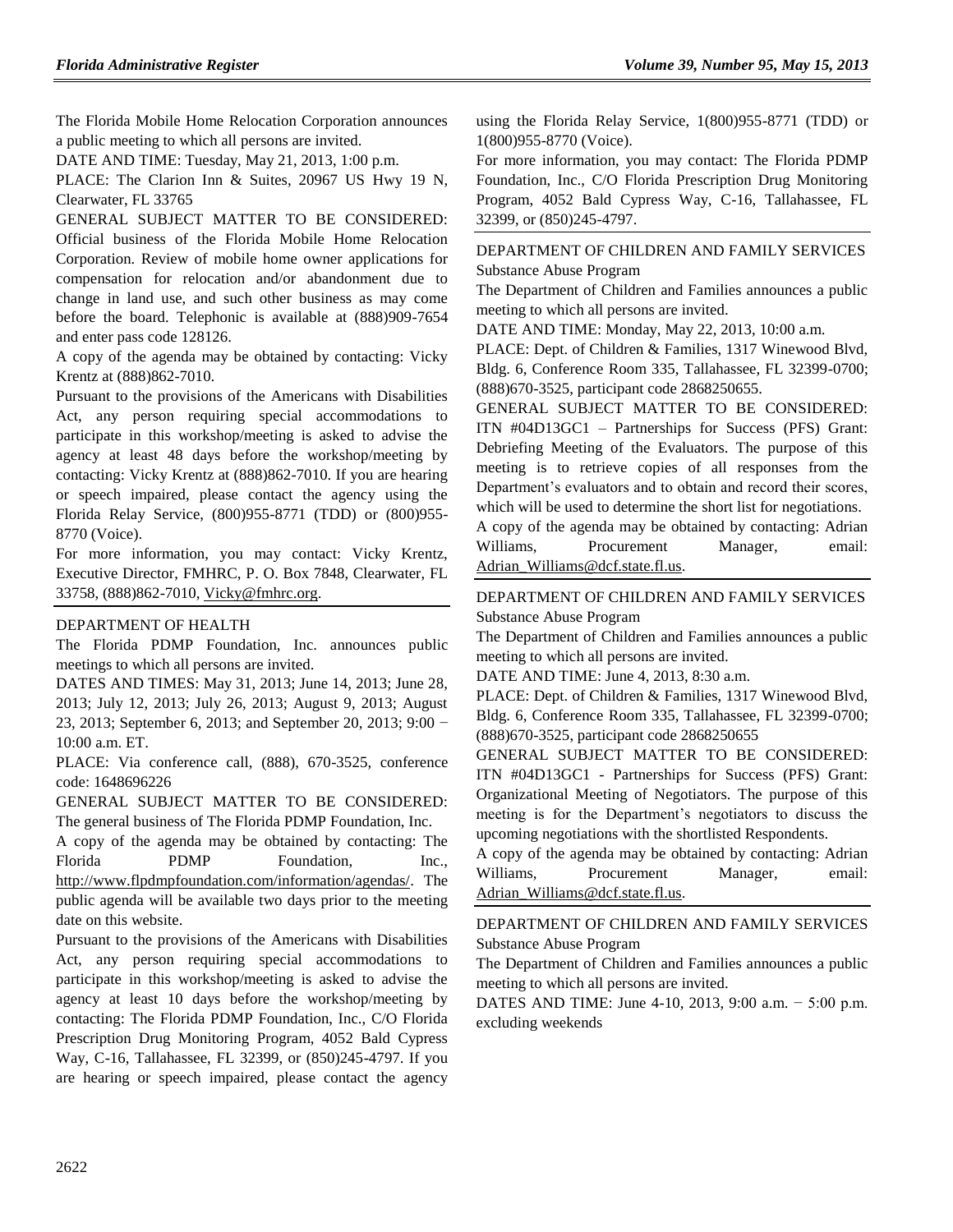The Florida Mobile Home Relocation Corporation announces a public meeting to which all persons are invited.

DATE AND TIME: Tuesday, May 21, 2013, 1:00 p.m.

PLACE: The Clarion Inn & Suites, 20967 US Hwy 19 N, Clearwater, FL 33765

GENERAL SUBJECT MATTER TO BE CONSIDERED: Official business of the Florida Mobile Home Relocation Corporation. Review of mobile home owner applications for compensation for relocation and/or abandonment due to change in land use, and such other business as may come before the board. Telephonic is available at (888)909-7654 and enter pass code 128126.

A copy of the agenda may be obtained by contacting: Vicky Krentz at (888)862-7010.

Pursuant to the provisions of the Americans with Disabilities Act, any person requiring special accommodations to participate in this workshop/meeting is asked to advise the agency at least 48 days before the workshop/meeting by contacting: Vicky Krentz at (888)862-7010. If you are hearing or speech impaired, please contact the agency using the Florida Relay Service, (800)955-8771 (TDD) or (800)955-8770 (Voice).

For more information, you may contact: Vicky Krentz, Executive Director, FMHRC, P. O. Box 7848, Clearwater, FL 33758, (888)862-7010, Vicky@fmhrc.org.

## DEPARTMENT OF HEALTH

The Florida PDMP Foundation, Inc. announces public meetings to which all persons are invited.

DATES AND TIMES: May 31, 2013; June 14, 2013; June 28, 2013; July 12, 2013; July 26, 2013; August 9, 2013; August 23, 2013; September 6, 2013; and September 20, 2013; 9:00 − 10:00 a.m. ET.

PLACE: Via conference call, (888), 670-3525, conference code: 1648696226

GENERAL SUBJECT MATTER TO BE CONSIDERED: The general business of The Florida PDMP Foundation, Inc.

A copy of the agenda may be obtained by contacting: The Florida PDMP Foundation, Inc., http://www.flpdmpfoundation.com/information/agendas/. The public agenda will be available two days prior to the meeting date on this website.

Pursuant to the provisions of the Americans with Disabilities Act, any person requiring special accommodations to participate in this workshop/meeting is asked to advise the agency at least 10 days before the workshop/meeting by contacting: The Florida PDMP Foundation, Inc., C/O Florida Prescription Drug Monitoring Program, 4052 Bald Cypress Way, C-16, Tallahassee, FL 32399, or (850)245-4797. If you are hearing or speech impaired, please contact the agency using the Florida Relay Service, 1(800)955-8771 (TDD) or 1(800)955-8770 (Voice).

For more information, you may contact: The Florida PDMP Foundation, Inc., C/O Florida Prescription Drug Monitoring Program, 4052 Bald Cypress Way, C-16, Tallahassee, FL 32399, or (850)245-4797.

## DEPARTMENT OF CHILDREN AND FAMILY SERVICES

Substance Abuse Program

The Department of Children and Families announces a public meeting to which all persons are invited.

DATE AND TIME: Monday, May 22, 2013, 10:00 a.m.

PLACE: Dept. of Children & Families, 1317 Winewood Blvd, Bldg. 6, Conference Room 335, Tallahassee, FL 32399-0700; (888)670-3525, participant code 2868250655.

GENERAL SUBJECT MATTER TO BE CONSIDERED: ITN #04D13GC1 – Partnerships for Success (PFS) Grant: Debriefing Meeting of the Evaluators. The purpose of this meeting is to retrieve copies of all responses from the Department's evaluators and to obtain and record their scores, which will be used to determine the short list for negotiations.

A copy of the agenda may be obtained by contacting: Adrian Williams, Procurement Manager, email: Adrian_Williams@dcf.state.fl.us.

## DEPARTMENT OF CHILDREN AND FAMILY SERVICES

Substance Abuse Program

The Department of Children and Families announces a public meeting to which all persons are invited.

DATE AND TIME: June 4, 2013, 8:30 a.m.

PLACE: Dept. of Children & Families, 1317 Winewood Blvd, Bldg. 6, Conference Room 335, Tallahassee, FL 32399-0700; (888)670-3525, participant code 2868250655

GENERAL SUBJECT MATTER TO BE CONSIDERED: ITN #04D13GC1 - Partnerships for Success (PFS) Grant: Organizational Meeting of Negotiators. The purpose of this meeting is for the Department's negotiators to discuss the upcoming negotiations with the shortlisted Respondents.

A copy of the agenda may be obtained by contacting: Adrian Williams, Procurement Manager, email: Adrian_Williams@dcf.state.fl.us.

## DEPARTMENT OF CHILDREN AND FAMILY SERVICES

Substance Abuse Program

The Department of Children and Families announces a public meeting to which all persons are invited.

DATES AND TIME: June 4-10, 2013, 9:00 a.m. − 5:00 p.m. excluding weekends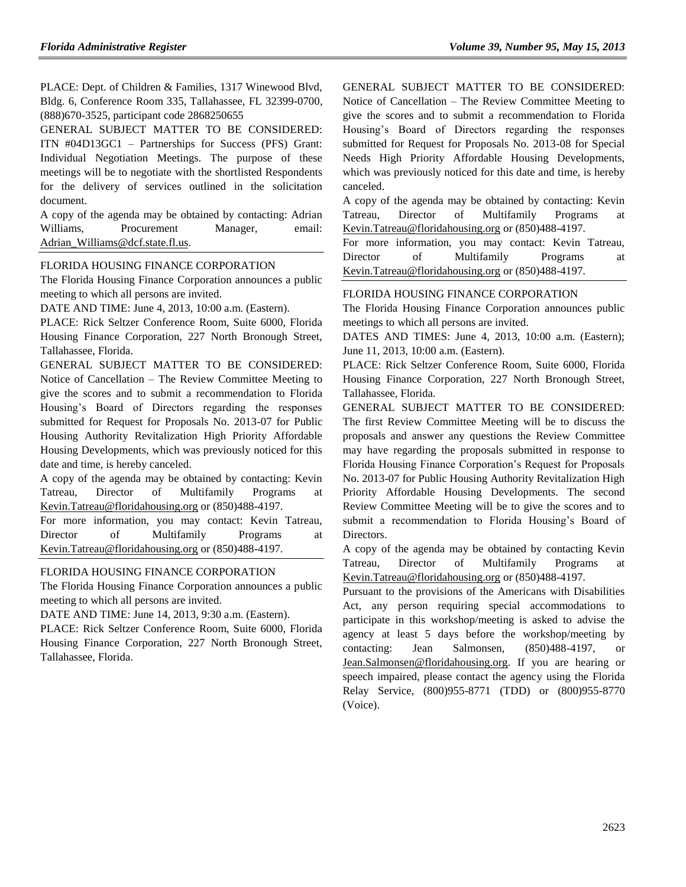PLACE: Dept. of Children & Families, 1317 Winewood Blvd, Bldg. 6, Conference Room 335, Tallahassee, FL 32399-0700, (888)670-3525, participant code 2868250655

GENERAL SUBJECT MATTER TO BE CONSIDERED: ITN #04D13GC1 – Partnerships for Success (PFS) Grant: Individual Negotiation Meetings. The purpose of these meetings will be to negotiate with the shortlisted Respondents for the delivery of services outlined in the solicitation document.

A copy of the agenda may be obtained by contacting: Adrian Williams, Procurement Manager, email: Adrian_Williams@dcf.state.fl.us.

---

FLORIDA HOUSING FINANCE CORPORATION

The Florida Housing Finance Corporation announces a public meeting to which all persons are invited.

DATE AND TIME: June 4, 2013, 10:00 a.m. (Eastern).

PLACE: Rick Seltzer Conference Room, Suite 6000, Florida Housing Finance Corporation, 227 North Bronough Street, Tallahassee, Florida.

GENERAL SUBJECT MATTER TO BE CONSIDERED: Notice of Cancellation – The Review Committee Meeting to give the scores and to submit a recommendation to Florida Housing's Board of Directors regarding the responses submitted for Request for Proposals No. 2013-07 for Public Housing Authority Revitalization High Priority Affordable Housing Developments, which was previously noticed for this date and time, is hereby canceled.

A copy of the agenda may be obtained by contacting: Kevin Tatreau, Director of Multifamily Programs at Kevin.Tatreau@floridahousing.org or (850)488-4197.

For more information, you may contact: Kevin Tatreau, Director of Multifamily Programs at Kevin.Tatreau@floridahousing.org or (850)488-4197.

---

FLORIDA HOUSING FINANCE CORPORATION

The Florida Housing Finance Corporation announces a public meeting to which all persons are invited.

DATE AND TIME: June 14, 2013, 9:30 a.m. (Eastern).

PLACE: Rick Seltzer Conference Room, Suite 6000, Florida Housing Finance Corporation, 227 North Bronough Street, Tallahassee, Florida.

GENERAL SUBJECT MATTER TO BE CONSIDERED: Notice of Cancellation – The Review Committee Meeting to give the scores and to submit a recommendation to Florida Housing's Board of Directors regarding the responses submitted for Request for Proposals No. 2013-08 for Special Needs High Priority Affordable Housing Developments, which was previously noticed for this date and time, is hereby canceled.

A copy of the agenda may be obtained by contacting: Kevin Tatreau, Director of Multifamily Programs at Kevin.Tatreau@floridahousing.org or (850)488-4197.

For more information, you may contact: Kevin Tatreau, Director of Multifamily Programs at Kevin.Tatreau@floridahousing.org or (850)488-4197.

---

FLORIDA HOUSING FINANCE CORPORATION

The Florida Housing Finance Corporation announces public meetings to which all persons are invited.

DATES AND TIMES: June 4, 2013, 10:00 a.m. (Eastern); June 11, 2013, 10:00 a.m. (Eastern).

PLACE: Rick Seltzer Conference Room, Suite 6000, Florida Housing Finance Corporation, 227 North Bronough Street, Tallahassee, Florida.

GENERAL SUBJECT MATTER TO BE CONSIDERED: The first Review Committee Meeting will be to discuss the proposals and answer any questions the Review Committee may have regarding the proposals submitted in response to Florida Housing Finance Corporation's Request for Proposals No. 2013-07 for Public Housing Authority Revitalization High Priority Affordable Housing Developments. The second Review Committee Meeting will be to give the scores and to submit a recommendation to Florida Housing's Board of Directors.

A copy of the agenda may be obtained by contacting Kevin Tatreau, Director of Multifamily Programs at Kevin.Tatreau@floridahousing.org or (850)488-4197.

Pursuant to the provisions of the Americans with Disabilities Act, any person requiring special accommodations to participate in this workshop/meeting is asked to advise the agency at least 5 days before the workshop/meeting by contacting: Jean Salmonsen, (850)488-4197, or Jean.Salmonsen@floridahousing.org. If you are hearing or speech impaired, please contact the agency using the Florida Relay Service, (800)955-8771 (TDD) or (800)955-8770 (Voice).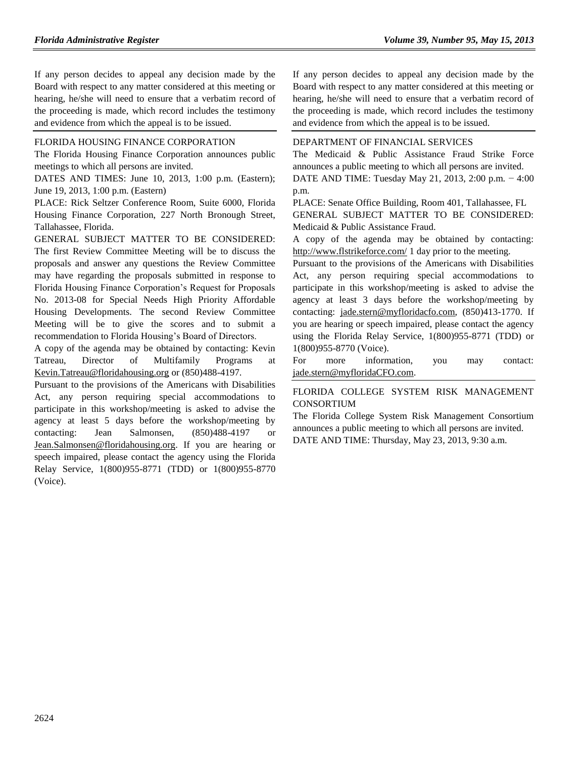If any person decides to appeal any decision made by the Board with respect to any matter considered at this meeting or hearing, he/she will need to ensure that a verbatim record of the proceeding is made, which record includes the testimony and evidence from which the appeal is to be issued.

FLORIDA HOUSING FINANCE CORPORATION

The Florida Housing Finance Corporation announces public meetings to which all persons are invited.

DATES AND TIMES: June 10, 2013, 1:00 p.m. (Eastern); June 19, 2013, 1:00 p.m. (Eastern)

PLACE: Rick Seltzer Conference Room, Suite 6000, Florida Housing Finance Corporation, 227 North Bronough Street, Tallahassee, Florida.

GENERAL SUBJECT MATTER TO BE CONSIDERED: The first Review Committee Meeting will be to discuss the proposals and answer any questions the Review Committee may have regarding the proposals submitted in response to Florida Housing Finance Corporation's Request for Proposals No. 2013-08 for Special Needs High Priority Affordable Housing Developments. The second Review Committee Meeting will be to give the scores and to submit a recommendation to Florida Housing's Board of Directors.

A copy of the agenda may be obtained by contacting: Kevin Tatreau, Director of Multifamily Programs at Kevin.Tatreau@floridahousing.org or (850)488-4197.

Pursuant to the provisions of the Americans with Disabilities Act, any person requiring special accommodations to participate in this workshop/meeting is asked to advise the agency at least 5 days before the workshop/meeting by contacting: Jean Salmonsen, (850)488-4197 or Jean.Salmonsen@floridahousing.org. If you are hearing or speech impaired, please contact the agency using the Florida Relay Service, 1(800)955-8771 (TDD) or 1(800)955-8770 (Voice).

If any person decides to appeal any decision made by the Board with respect to any matter considered at this meeting or hearing, he/she will need to ensure that a verbatim record of the proceeding is made, which record includes the testimony and evidence from which the appeal is to be issued.

DEPARTMENT OF FINANCIAL SERVICES

The Medicaid & Public Assistance Fraud Strike Force announces a public meeting to which all persons are invited.

DATE AND TIME: Tuesday May 21, 2013, 2:00 p.m. − 4:00 p.m.

PLACE: Senate Office Building, Room 401, Tallahassee, FL

GENERAL SUBJECT MATTER TO BE CONSIDERED: Medicaid & Public Assistance Fraud.

A copy of the agenda may be obtained by contacting: http://www.flstrikeforce.com/ 1 day prior to the meeting.

Pursuant to the provisions of the Americans with Disabilities Act, any person requiring special accommodations to participate in this workshop/meeting is asked to advise the agency at least 3 days before the workshop/meeting by contacting: jade.stern@myfloridacfo.com, (850)413-1770. If you are hearing or speech impaired, please contact the agency using the Florida Relay Service, 1(800)955-8771 (TDD) or 1(800)955-8770 (Voice).

For more information, you may contact: jade.stern@myfloridaCFO.com.

FLORIDA COLLEGE SYSTEM RISK MANAGEMENT CONSORTIUM

The Florida College System Risk Management Consortium announces a public meeting to which all persons are invited.

DATE AND TIME: Thursday, May 23, 2013, 9:30 a.m.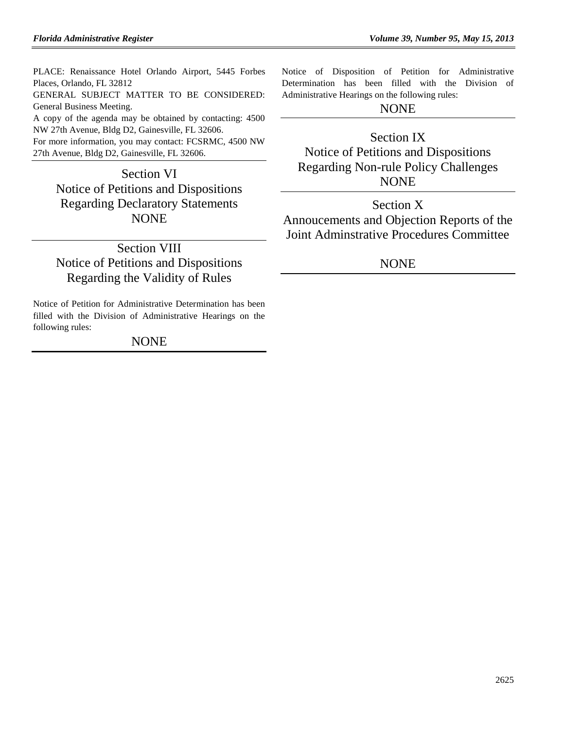PLACE: Renaissance Hotel Orlando Airport, 5445 Forbes Places, Orlando, FL 32812

GENERAL SUBJECT MATTER TO BE CONSIDERED: General Business Meeting.

A copy of the agenda may be obtained by contacting: 4500 NW 27th Avenue, Bldg D2, Gainesville, FL 32606.

For more information, you may contact: FCSRMC, 4500 NW 27th Avenue, Bldg D2, Gainesville, FL 32606.

## Section VI
## Notice of Petitions and Dispositions Regarding Declaratory Statements

NONE

## Section VIII
## Notice of Petitions and Dispositions Regarding the Validity of Rules

Notice of Petition for Administrative Determination has been filled with the Division of Administrative Hearings on the following rules:

NONE

Notice of Disposition of Petition for Administrative Determination has been filled with the Division of Administrative Hearings on the following rules:

NONE

## Section IX
## Notice of Petitions and Dispositions Regarding Non-rule Policy Challenges

NONE

## Section X
## Annoucements and Objection Reports of the Joint Adminstrative Procedures Committee

NONE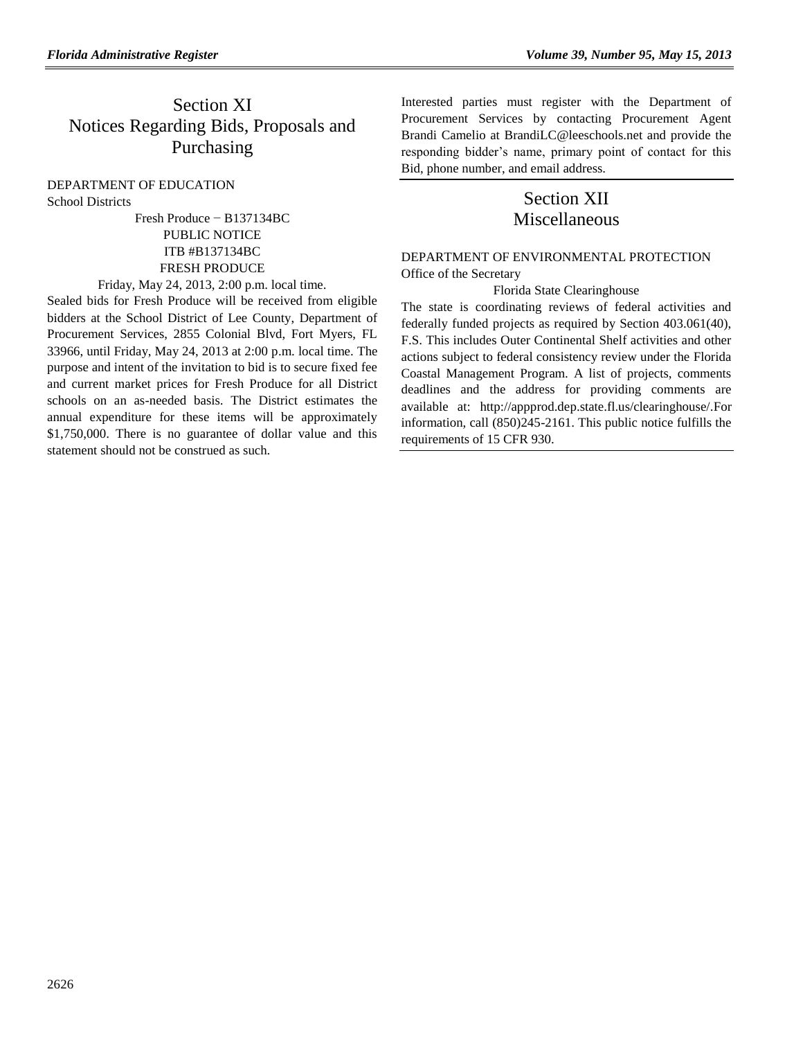# Section XI
# Notices Regarding Bids, Proposals and Purchasing

DEPARTMENT OF EDUCATION

School Districts

Fresh Produce − B137134BC

PUBLIC NOTICE

ITB #B137134BC

FRESH PRODUCE

Friday, May 24, 2013, 2:00 p.m. local time.

Sealed bids for Fresh Produce will be received from eligible bidders at the School District of Lee County, Department of Procurement Services, 2855 Colonial Blvd, Fort Myers, FL 33966, until Friday, May 24, 2013 at 2:00 p.m. local time. The purpose and intent of the invitation to bid is to secure fixed fee and current market prices for Fresh Produce for all District schools on an as-needed basis. The District estimates the annual expenditure for these items will be approximately $1,750,000. There is no guarantee of dollar value and this statement should not be construed as such.

Interested parties must register with the Department of Procurement Services by contacting Procurement Agent Brandi Camelio at BrandiLC@leeschools.net and provide the responding bidder's name, primary point of contact for this Bid, phone number, and email address.

# Section XII
# Miscellaneous

DEPARTMENT OF ENVIRONMENTAL PROTECTION

Office of the Secretary

Florida State Clearinghouse

The state is coordinating reviews of federal activities and federally funded projects as required by Section 403.061(40), F.S. This includes Outer Continental Shelf activities and other actions subject to federal consistency review under the Florida Coastal Management Program. A list of projects, comments deadlines and the address for providing comments are available at: http://appprod.dep.state.fl.us/clearinghouse/.For information, call (850)245-2161. This public notice fulfills the requirements of 15 CFR 930.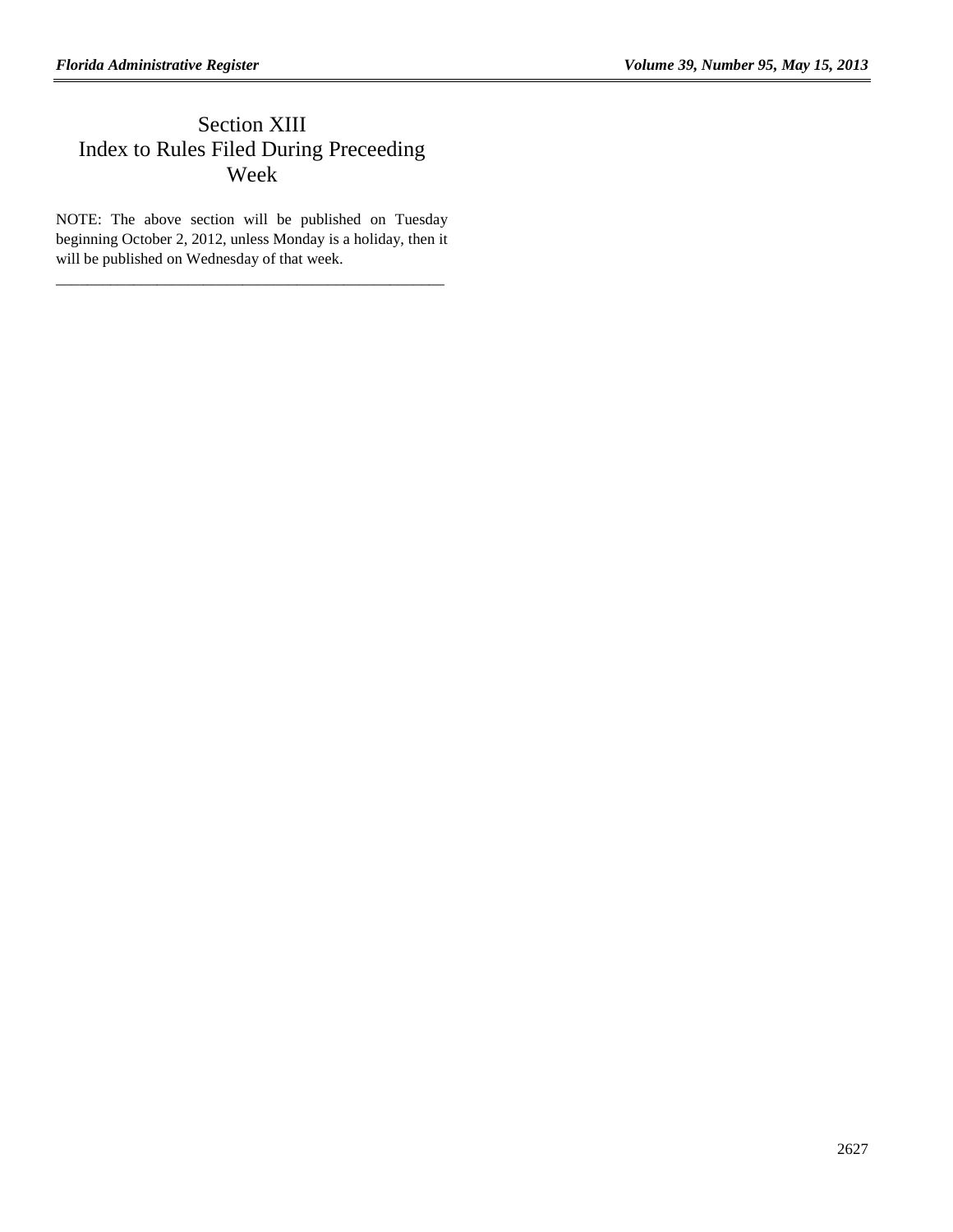# Section XIII
# Index to Rules Filed During Preceeding Week

NOTE: The above section will be published on Tuesday beginning October 2, 2012, unless Monday is a holiday, then it will be published on Wednesday of that week.

---